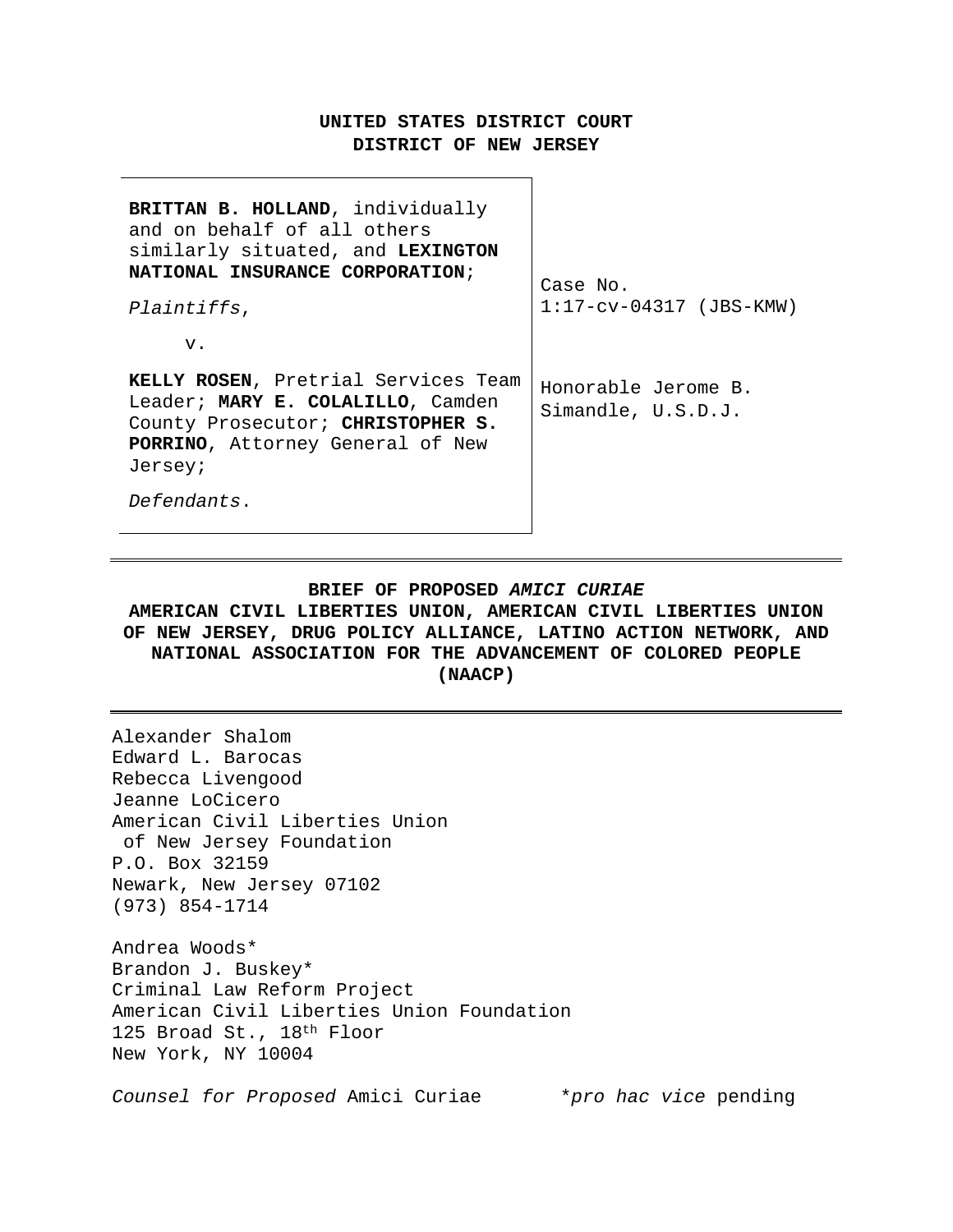**UNITED STATES DISTRICT COURT**
**DISTRICT OF NEW JERSEY**

| | |
|---|---|
| **BRITTAN B. HOLLAND**, individually and on behalf of all others similarly situated, and **LEXINGTON NATIONAL INSURANCE CORPORATION**;<br><br>*Plaintiffs*,<br><br>v.<br><br>**KELLY ROSEN**, Pretrial Services Team Leader; **MARY E. COLALILLO**, Camden County Prosecutor; **CHRISTOPHER S. PORRINO**, Attorney General of New Jersey;<br><br>*Defendants*. | Case No. 1:17-cv-04317 (JBS-KMW)<br><br>Honorable Jerome B. Simandle, U.S.D.J. |

---

**BRIEF OF PROPOSED *AMICI CURIAE***
**AMERICAN CIVIL LIBERTIES UNION, AMERICAN CIVIL LIBERTIES UNION OF NEW JERSEY, DRUG POLICY ALLIANCE, LATINO ACTION NETWORK, AND NATIONAL ASSOCIATION FOR THE ADVANCEMENT OF COLORED PEOPLE (NAACP)**

---

Alexander Shalom
Edward L. Barocas
Rebecca Livengood
Jeanne LoCicero
American Civil Liberties Union
of New Jersey Foundation
P.O. Box 32159
Newark, New Jersey 07102
(973) 854-1714

Andrea Woods*
Brandon J. Buskey*
Criminal Law Reform Project
American Civil Liberties Union Foundation
125 Broad St., 18th Floor
New York, NY 10004

*Counsel for Proposed* Amici Curiae

\**pro hac vice* pending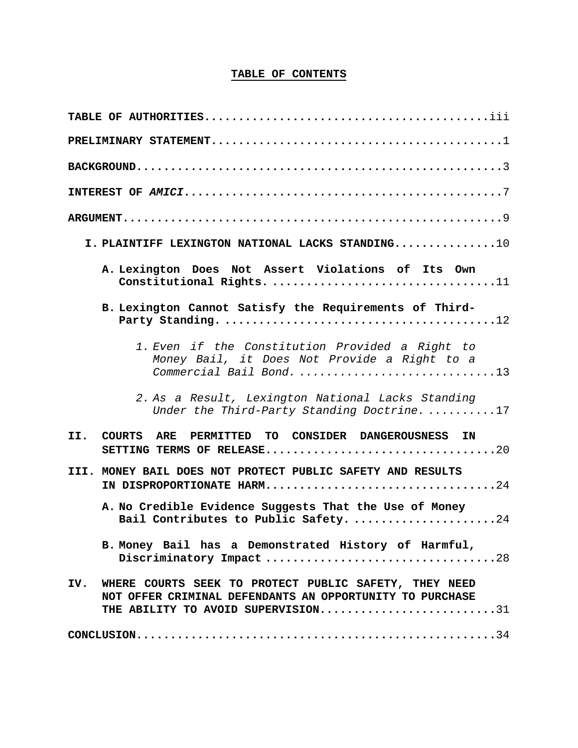# TABLE OF CONTENTS

**TABLE OF AUTHORITIES**..........................................iii

**PRELIMINARY STATEMENT**...........................................1

**BACKGROUND**......................................................3

**INTEREST OF *AMICI***.............................................7

**ARGUMENT**........................................................9

**I. PLAINTIFF LEXINGTON NATIONAL LACKS STANDING**...............10

**A. Lexington Does Not Assert Violations of Its Own Constitutional Rights.**...............................11

**B. Lexington Cannot Satisfy the Requirements of Third-Party Standing.**.......................................12

*1. Even if the Constitution Provided a Right to Money Bail, it Does Not Provide a Right to a Commercial Bail Bond.*...........................13

*2. As a Result, Lexington National Lacks Standing Under the Third-Party Standing Doctrine.*..........17

**II. COURTS ARE PERMITTED TO CONSIDER DANGEROUSNESS IN SETTING TERMS OF RELEASE**.................................20

**III. MONEY BAIL DOES NOT PROTECT PUBLIC SAFETY AND RESULTS IN DISPROPORTIONATE HARM**.................................24

**A. No Credible Evidence Suggests That the Use of Money Bail Contributes to Public Safety.**.....................24

**B. Money Bail has a Demonstrated History of Harmful, Discriminatory Impact**.................................28

**IV. WHERE COURTS SEEK TO PROTECT PUBLIC SAFETY, THEY NEED NOT OFFER CRIMINAL DEFENDANTS AN OPPORTUNITY TO PURCHASE THE ABILITY TO AVOID SUPERVISION**.........................31

**CONCLUSION**......................................................34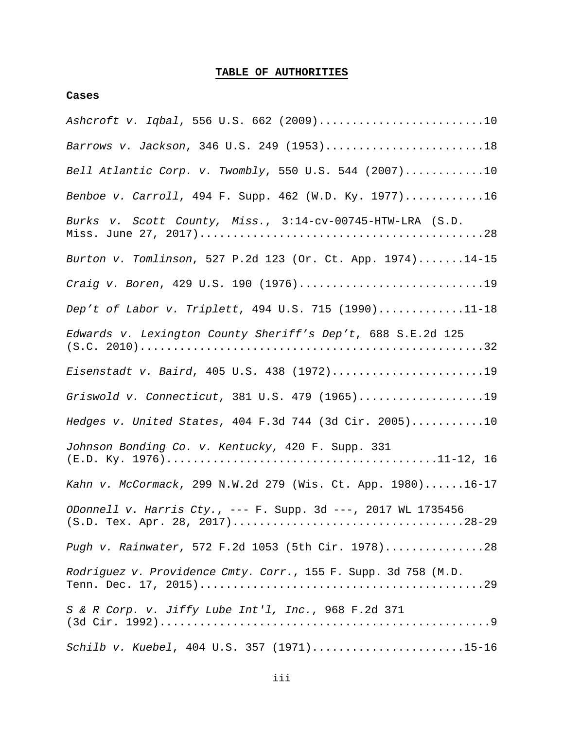## TABLE OF AUTHORITIES

**Cases**

*Ashcroft v. Iqbal*, 556 U.S. 662 (2009).........................10

*Barrows v. Jackson*, 346 U.S. 249 (1953)........................18

*Bell Atlantic Corp. v. Twombly*, 550 U.S. 544 (2007)............10

*Benboe v. Carroll*, 494 F. Supp. 462 (W.D. Ky. 1977)............16

*Burks v. Scott County, Miss.*, 3:14-cv-00745-HTW-LRA (S.D. Miss. June 27, 2017)..........................................28

*Burton v. Tomlinson*, 527 P.2d 123 (Or. Ct. App. 1974).......14-15

*Craig v. Boren*, 429 U.S. 190 (1976)............................19

*Dep't of Labor v. Triplett*, 494 U.S. 715 (1990).............11-18

*Edwards v. Lexington County Sheriff's Dep't*, 688 S.E.2d 125 (S.C. 2010)...................................................32

*Eisenstadt v. Baird*, 405 U.S. 438 (1972).......................19

*Griswold v. Connecticut*, 381 U.S. 479 (1965)...................19

*Hedges v. United States*, 404 F.3d 744 (3d Cir. 2005)...........10

*Johnson Bonding Co. v. Kentucky*, 420 F. Supp. 331 (E.D. Ky. 1976)........................................11-12, 16

*Kahn v. McCormack*, 299 N.W.2d 279 (Wis. Ct. App. 1980)......16-17

*ODonnell v. Harris Cty.*, --- F. Supp. 3d ---, 2017 WL 1735456 (S.D. Tex. Apr. 28, 2017)..................................28-29

*Pugh v. Rainwater*, 572 F.2d 1053 (5th Cir. 1978)...............28

*Rodriguez v. Providence Cmty. Corr.*, 155 F. Supp. 3d 758 (M.D. Tenn. Dec. 17, 2015)...........................................29

*S & R Corp. v. Jiffy Lube Int'l, Inc.*, 968 F.2d 371 (3d Cir. 1992).................................................9

*Schilb v. Kuebel*, 404 U.S. 357 (1971).......................15-16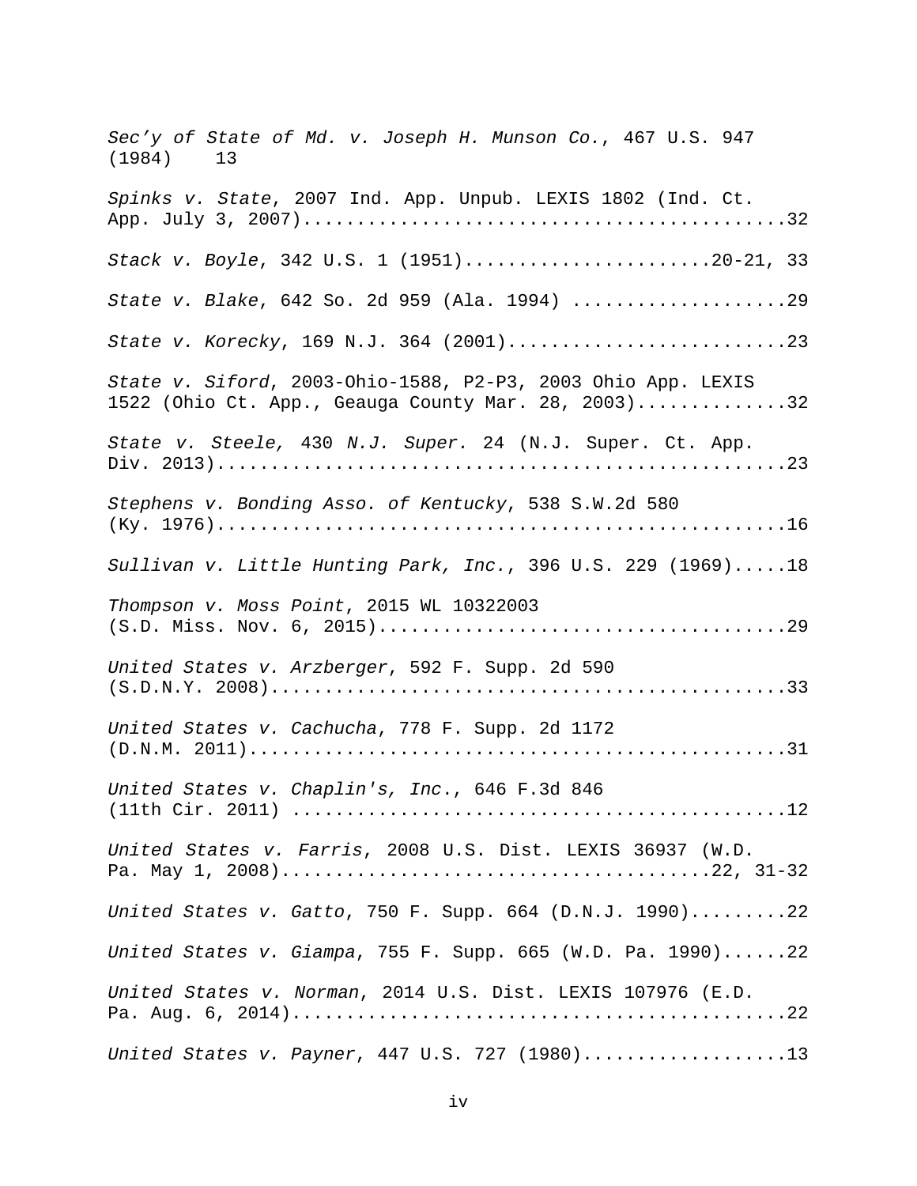*Sec'y of State of Md. v. Joseph H. Munson Co.*, 467 U.S. 947 (1984) 13

*Spinks v. State*, 2007 Ind. App. Unpub. LEXIS 1802 (Ind. Ct. App. July 3, 2007)..............................................32

*Stack v. Boyle*, 342 U.S. 1 (1951).......................20-21, 33

*State v. Blake*, 642 So. 2d 959 (Ala. 1994) ....................29

*State v. Korecky*, 169 N.J. 364 (2001)..........................23

*State v. Siford*, 2003-Ohio-1588, P2-P3, 2003 Ohio App. LEXIS 1522 (Ohio Ct. App., Geauga County Mar. 28, 2003)..............32

*State v. Steele,* 430 *N.J. Super.* 24 (N.J. Super. Ct. App. Div. 2013).....................................................23

*Stephens v. Bonding Asso. of Kentucky*, 538 S.W.2d 580 (Ky. 1976)....................................................16

*Sullivan v. Little Hunting Park, Inc.*, 396 U.S. 229 (1969).....18

*Thompson v. Moss Point*, 2015 WL 10322003 (S.D. Miss. Nov. 6, 2015)......................................29

*United States v. Arzberger*, 592 F. Supp. 2d 590 (S.D.N.Y. 2008)................................................33

*United States v. Cachucha*, 778 F. Supp. 2d 1172 (D.N.M. 2011)..................................................31

*United States v. Chaplin's, Inc.*, 646 F.3d 846 (11th Cir. 2011) .............................................12

*United States v. Farris*, 2008 U.S. Dist. LEXIS 36937 (W.D. Pa. May 1, 2008).....................................22, 31-32

*United States v. Gatto*, 750 F. Supp. 664 (D.N.J. 1990).........22

*United States v. Giampa*, 755 F. Supp. 665 (W.D. Pa. 1990)......22

*United States v. Norman*, 2014 U.S. Dist. LEXIS 107976 (E.D. Pa. Aug. 6, 2014)...........................................22

*United States v. Payner*, 447 U.S. 727 (1980)...................13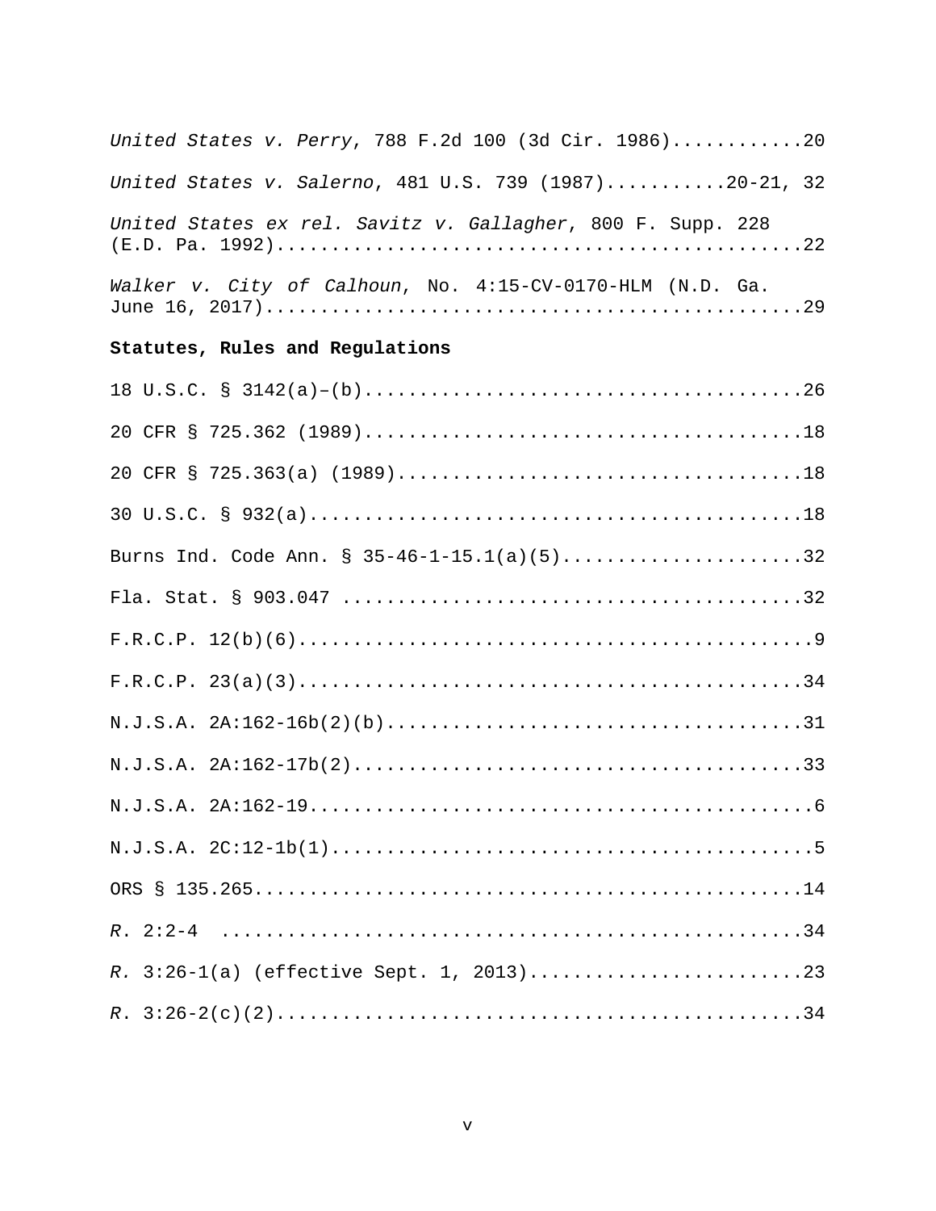*United States v. Perry*, 788 F.2d 100 (3d Cir. 1986)............20

*United States v. Salerno*, 481 U.S. 739 (1987)...........20-21, 32

*United States ex rel. Savitz v. Gallagher*, 800 F. Supp. 228 (E.D. Pa. 1992)................................................22

*Walker v. City of Calhoun*, No. 4:15-CV-0170-HLM (N.D. Ga. June 16, 2017)................................................29

**Statutes, Rules and Regulations**

18 U.S.C. § 3142(a)–(b).........................................26

20 CFR § 725.362 (1989).........................................18

20 CFR § 725.363(a) (1989)......................................18

30 U.S.C. § 932(a).............................................18

Burns Ind. Code Ann. § 35-46-1-15.1(a)(5)......................32

Fla. Stat. § 903.047 ..........................................32

F.R.C.P. 12(b)(6)...............................................9

F.R.C.P. 23(a)(3)..............................................34

N.J.S.A. 2A:162-16b(2)(b).......................................31

N.J.S.A. 2A:162-17b(2)..........................................33

N.J.S.A. 2A:162-19..............................................6

N.J.S.A. 2C:12-1b(1)............................................5

ORS § 135.265..................................................14

*R.* 2:2-4 .....................................................34

*R.* 3:26-1(a) (effective Sept. 1, 2013).........................23

*R.* 3:26-2(c)(2)...............................................34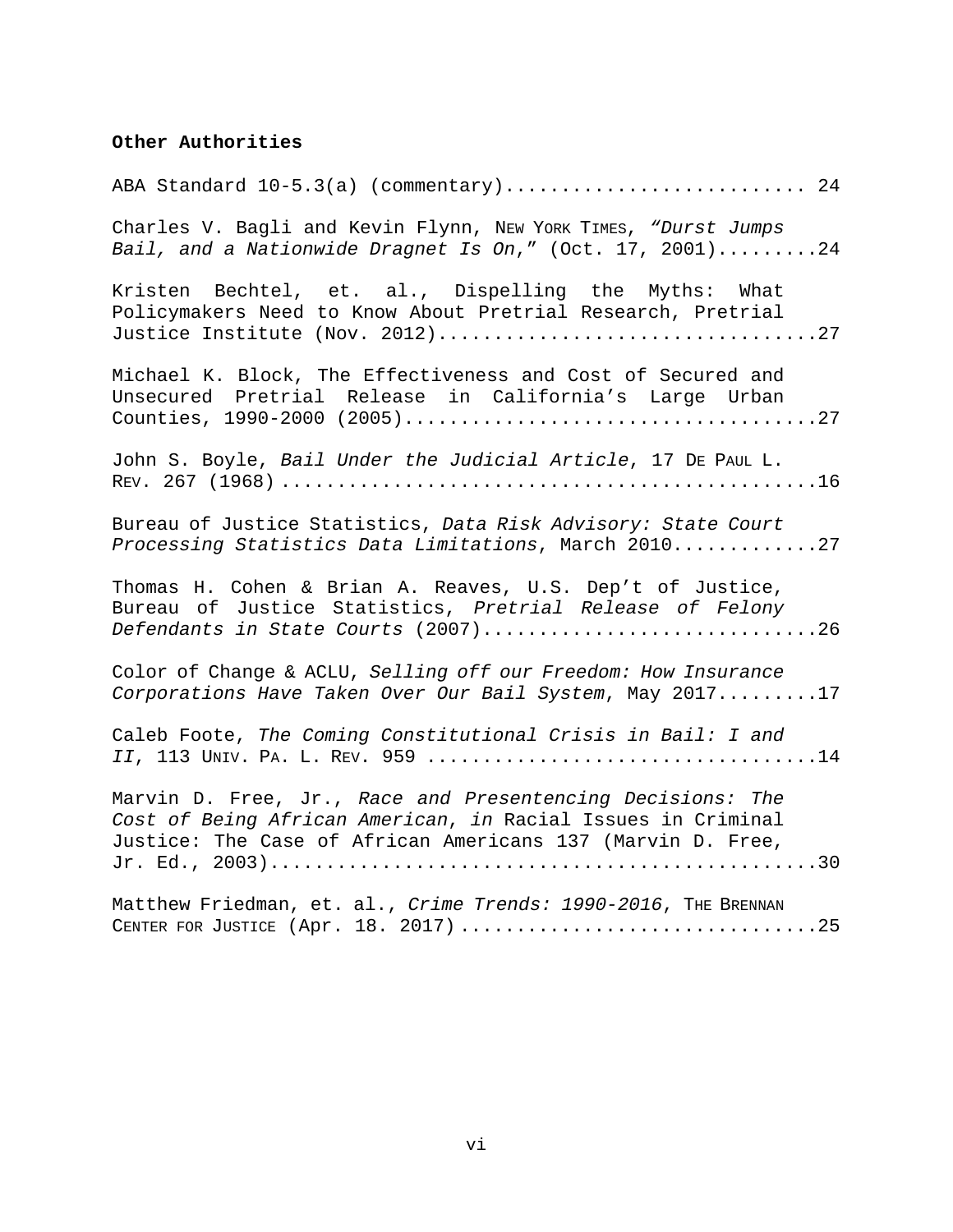**Other Authorities**

ABA Standard 10-5.3(a) (commentary).......................... 24

Charles V. Bagli and Kevin Flynn, NEW YORK TIMES, *"Durst Jumps Bail, and a Nationwide Dragnet Is On,"* (Oct. 17, 2001).........24

Kristen Bechtel, et. al., Dispelling the Myths: What Policymakers Need to Know About Pretrial Research, Pretrial Justice Institute (Nov. 2012).................................27

Michael K. Block, The Effectiveness and Cost of Secured and Unsecured Pretrial Release in California's Large Urban Counties, 1990-2000 (2005)....................................27

John S. Boyle, *Bail Under the Judicial Article*, 17 DE PAUL L. REV. 267 (1968) ................................................16

Bureau of Justice Statistics, *Data Risk Advisory: State Court Processing Statistics Data Limitations*, March 2010.............27

Thomas H. Cohen & Brian A. Reaves, U.S. Dep't of Justice, Bureau of Justice Statistics, *Pretrial Release of Felony Defendants in State Courts* (2007).............................26

Color of Change & ACLU, *Selling off our Freedom: How Insurance Corporations Have Taken Over Our Bail System*, May 2017.........17

Caleb Foote, *The Coming Constitutional Crisis in Bail: I and II*, 113 UNIV. PA. L. REV. 959 ..................................14

Marvin D. Free, Jr., *Race and Presentencing Decisions: The Cost of Being African American*, *in* Racial Issues in Criminal Justice: The Case of African Americans 137 (Marvin D. Free, Jr. Ed., 2003)................................................30

Matthew Friedman, et. al., *Crime Trends: 1990-2016*, THE BRENNAN CENTER FOR JUSTICE (Apr. 18. 2017) ...............................25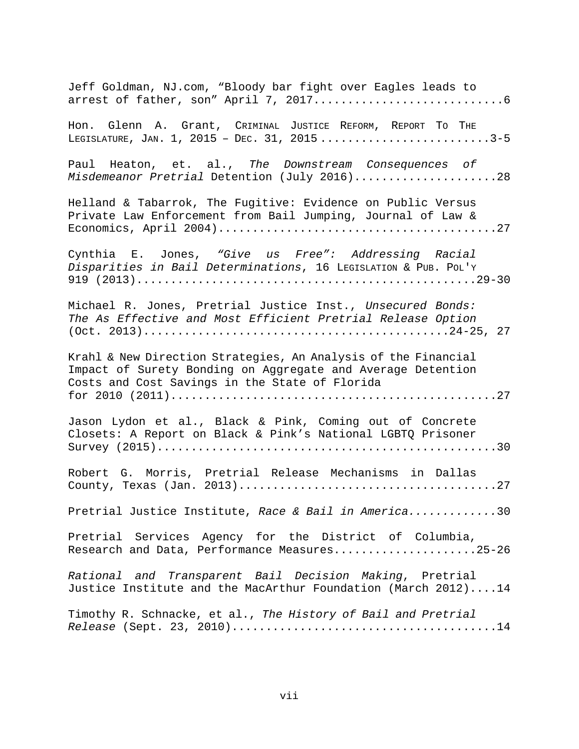Jeff Goldman, NJ.com, “Bloody bar fight over Eagles leads to arrest of father, son” April 7, 2017............................6

Hon. Glenn A. Grant, CRIMINAL JUSTICE REFORM, REPORT TO THE LEGISLATURE, JAN. 1, 2015 – DEC. 31, 2015 .........................3-5

Paul Heaton, et. al., *The Downstream Consequences of Misdemeanor Pretrial* Detention (July 2016).....................28

Helland & Tabarrok, The Fugitive: Evidence on Public Versus Private Law Enforcement from Bail Jumping, Journal of Law & Economics, April 2004).........................................27

Cynthia E. Jones, *“Give us Free”: Addressing Racial Disparities in Bail Determinations*, 16 LEGISLATION & PUB. POL'Y 919 (2013)................................................29-30

Michael R. Jones, Pretrial Justice Inst., *Unsecured Bonds: The As Effective and Most Efficient Pretrial Release Option* (Oct. 2013)............................................24-25, 27

Krahl & New Direction Strategies, An Analysis of the Financial Impact of Surety Bonding on Aggregate and Average Detention Costs and Cost Savings in the State of Florida for 2010 (2011)...............................................27

Jason Lydon et al., Black & Pink, Coming out of Concrete Closets: A Report on Black & Pink’s National LGBTQ Prisoner Survey (2015).................................................30

Robert G. Morris, Pretrial Release Mechanisms in Dallas County, Texas (Jan. 2013).....................................27

Pretrial Justice Institute, *Race & Bail in America*.............30

Pretrial Services Agency for the District of Columbia, Research and Data, Performance Measures.....................25-26

*Rational and Transparent Bail Decision Making*, Pretrial Justice Institute and the MacArthur Foundation (March 2012)....14

Timothy R. Schnacke, et al., *The History of Bail and Pretrial Release* (Sept. 23, 2010).....................................14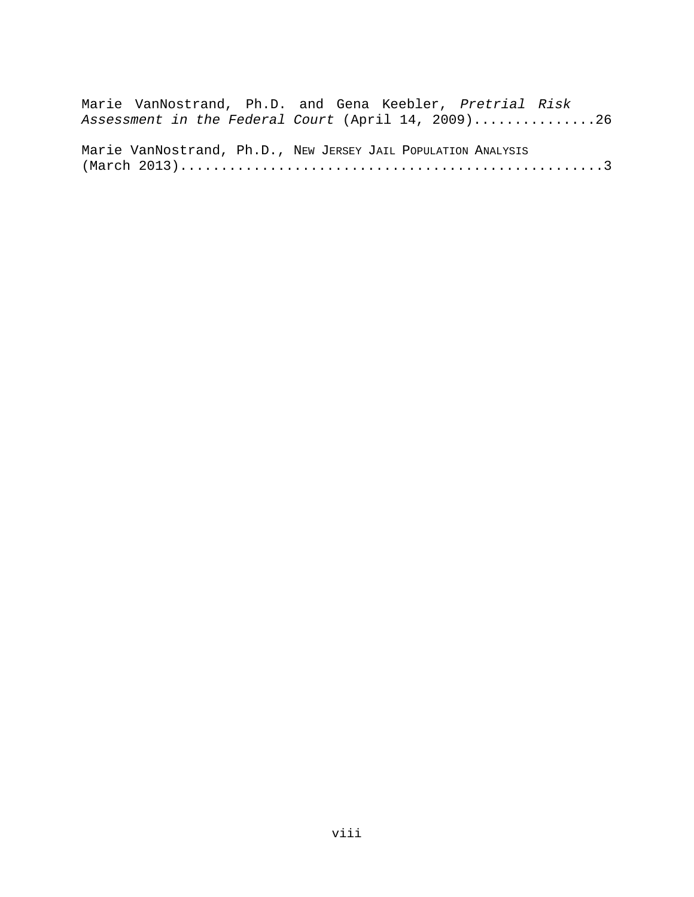Marie VanNostrand, Ph.D. and Gena Keebler, *Pretrial Risk Assessment in the Federal Court* (April 14, 2009)...............26

Marie VanNostrand, Ph.D., NEW JERSEY JAIL POPULATION ANALYSIS (March 2013)....................................................3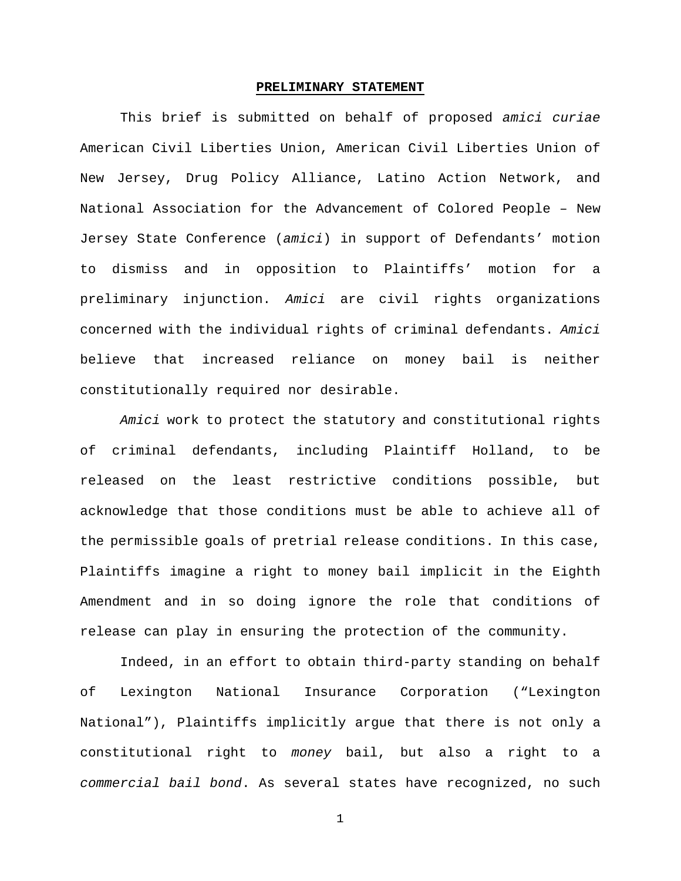## PRELIMINARY STATEMENT

This brief is submitted on behalf of proposed *amici curiae* American Civil Liberties Union, American Civil Liberties Union of New Jersey, Drug Policy Alliance, Latino Action Network, and National Association for the Advancement of Colored People – New Jersey State Conference (*amici*) in support of Defendants' motion to dismiss and in opposition to Plaintiffs' motion for a preliminary injunction. *Amici* are civil rights organizations concerned with the individual rights of criminal defendants. *Amici* believe that increased reliance on money bail is neither constitutionally required nor desirable.

*Amici* work to protect the statutory and constitutional rights of criminal defendants, including Plaintiff Holland, to be released on the least restrictive conditions possible, but acknowledge that those conditions must be able to achieve all of the permissible goals of pretrial release conditions. In this case, Plaintiffs imagine a right to money bail implicit in the Eighth Amendment and in so doing ignore the role that conditions of release can play in ensuring the protection of the community.

Indeed, in an effort to obtain third-party standing on behalf of Lexington National Insurance Corporation ("Lexington National"), Plaintiffs implicitly argue that there is not only a constitutional right to *money* bail, but also a right to a *commercial bail bond*. As several states have recognized, no such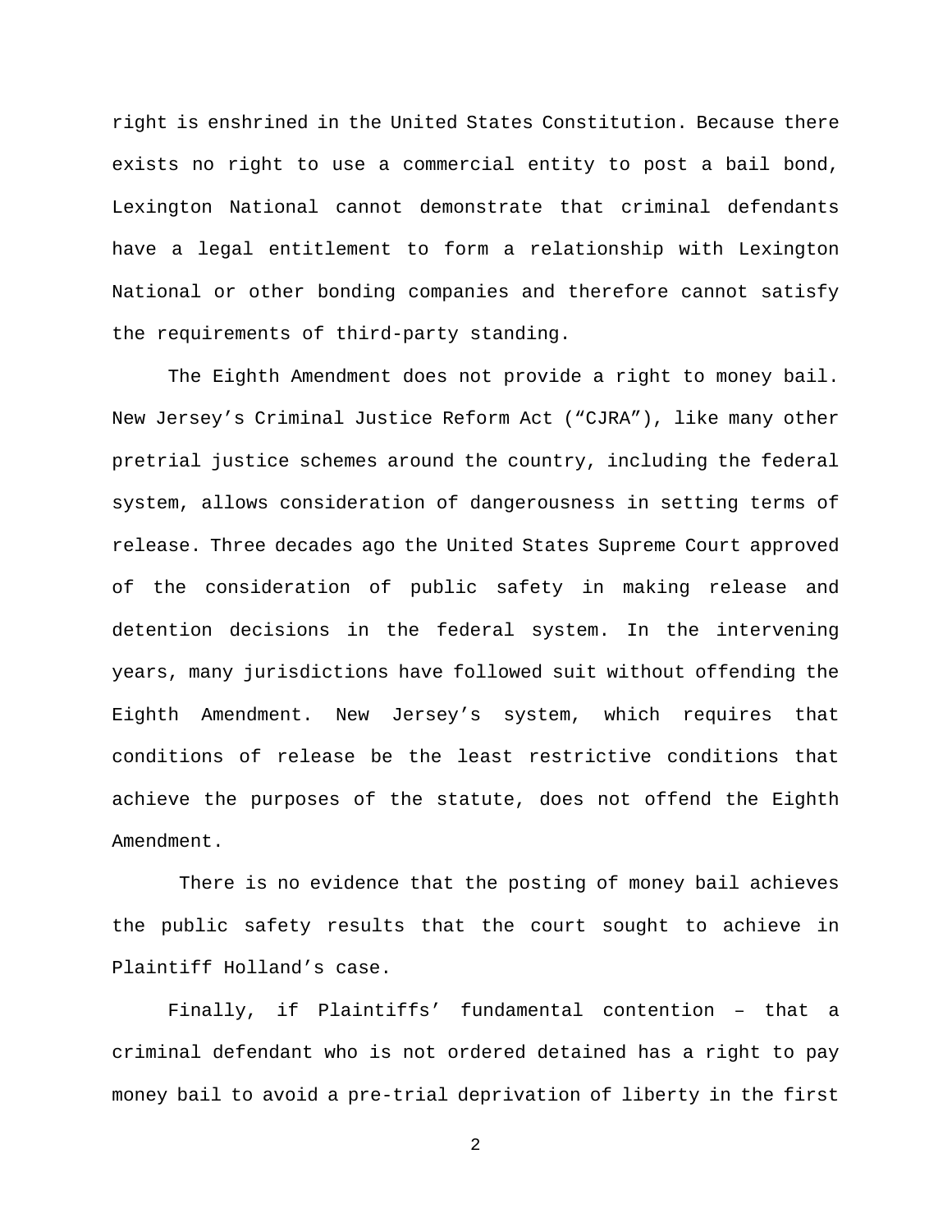right is enshrined in the United States Constitution. Because there exists no right to use a commercial entity to post a bail bond, Lexington National cannot demonstrate that criminal defendants have a legal entitlement to form a relationship with Lexington National or other bonding companies and therefore cannot satisfy the requirements of third-party standing.

The Eighth Amendment does not provide a right to money bail. New Jersey's Criminal Justice Reform Act ("CJRA"), like many other pretrial justice schemes around the country, including the federal system, allows consideration of dangerousness in setting terms of release. Three decades ago the United States Supreme Court approved of the consideration of public safety in making release and detention decisions in the federal system. In the intervening years, many jurisdictions have followed suit without offending the Eighth Amendment. New Jersey's system, which requires that conditions of release be the least restrictive conditions that achieve the purposes of the statute, does not offend the Eighth Amendment.

There is no evidence that the posting of money bail achieves the public safety results that the court sought to achieve in Plaintiff Holland's case.

Finally, if Plaintiffs' fundamental contention – that a criminal defendant who is not ordered detained has a right to pay money bail to avoid a pre-trial deprivation of liberty in the first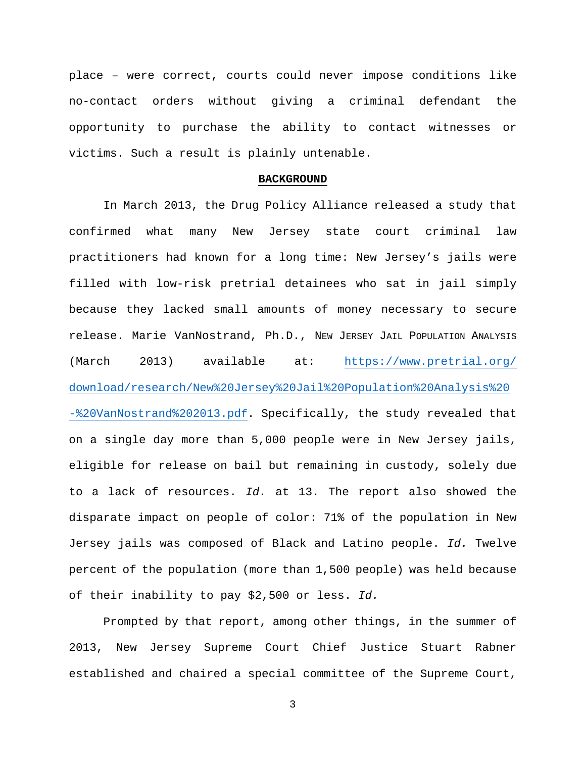place – were correct, courts could never impose conditions like no-contact orders without giving a criminal defendant the opportunity to purchase the ability to contact witnesses or victims. Such a result is plainly untenable.

## **BACKGROUND**

In March 2013, the Drug Policy Alliance released a study that confirmed what many New Jersey state court criminal law practitioners had known for a long time: New Jersey's jails were filled with low-risk pretrial detainees who sat in jail simply because they lacked small amounts of money necessary to secure release. Marie VanNostrand, Ph.D., NEW JERSEY JAIL POPULATION ANALYSIS (March 2013) available at: https://www.pretrial.org/download/research/New%20Jersey%20Jail%20Population%20Analysis%20-%20VanNostrand%202013.pdf. Specifically, the study revealed that on a single day more than 5,000 people were in New Jersey jails, eligible for release on bail but remaining in custody, solely due to a lack of resources. *Id.* at 13. The report also showed the disparate impact on people of color: 71% of the population in New Jersey jails was composed of Black and Latino people. *Id.* Twelve percent of the population (more than 1,500 people) was held because of their inability to pay $2,500 or less. *Id.*

Prompted by that report, among other things, in the summer of 2013, New Jersey Supreme Court Chief Justice Stuart Rabner established and chaired a special committee of the Supreme Court,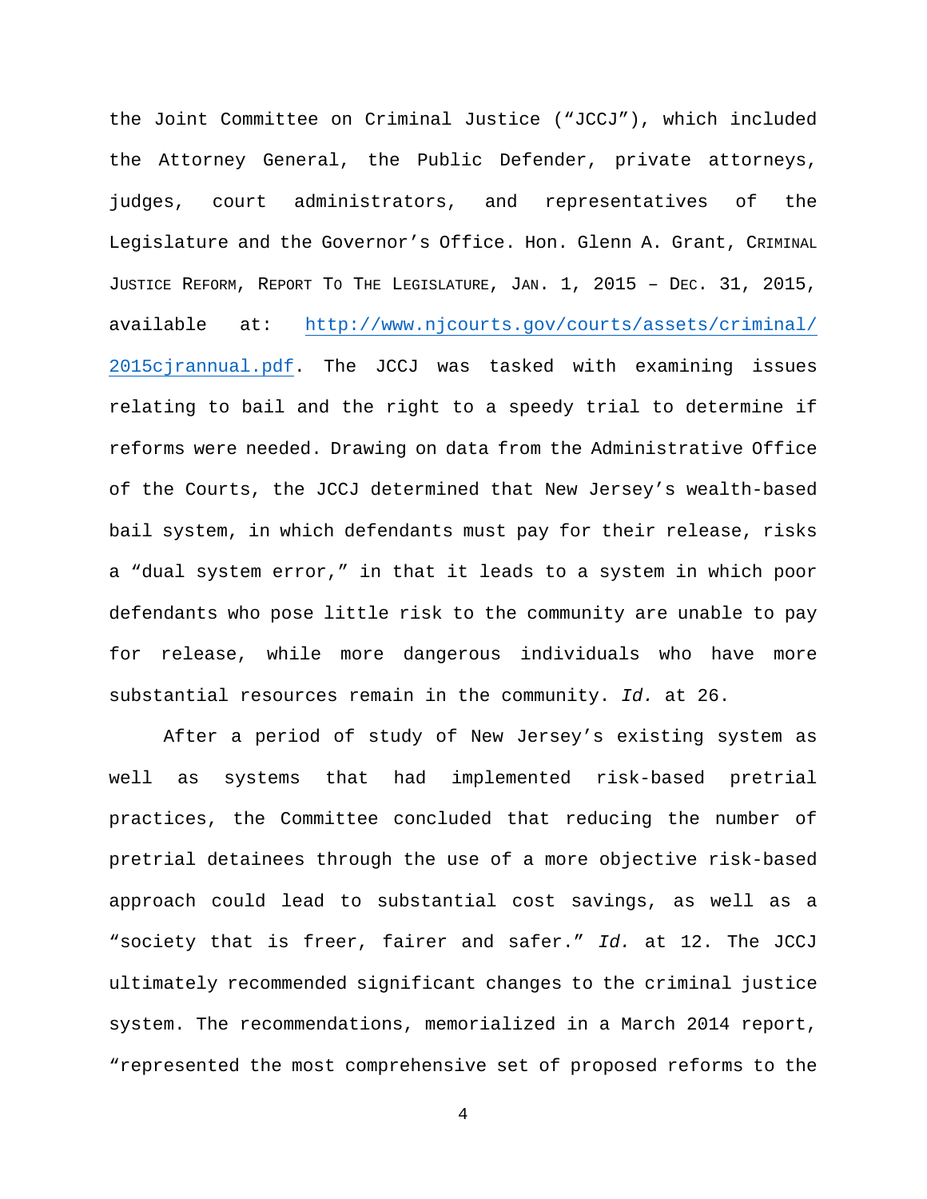the Joint Committee on Criminal Justice ("JCCJ"), which included the Attorney General, the Public Defender, private attorneys, judges, court administrators, and representatives of the Legislature and the Governor's Office. Hon. Glenn A. Grant, CRIMINAL JUSTICE REFORM, REPORT TO THE LEGISLATURE, JAN. 1, 2015 – DEC. 31, 2015, available at: http://www.njcourts.gov/courts/assets/criminal/2015cjrannual.pdf. The JCCJ was tasked with examining issues relating to bail and the right to a speedy trial to determine if reforms were needed. Drawing on data from the Administrative Office of the Courts, the JCCJ determined that New Jersey's wealth-based bail system, in which defendants must pay for their release, risks a "dual system error," in that it leads to a system in which poor defendants who pose little risk to the community are unable to pay for release, while more dangerous individuals who have more substantial resources remain in the community. *Id.* at 26.

After a period of study of New Jersey's existing system as well as systems that had implemented risk-based pretrial practices, the Committee concluded that reducing the number of pretrial detainees through the use of a more objective risk-based approach could lead to substantial cost savings, as well as a "society that is freer, fairer and safer." *Id.* at 12. The JCCJ ultimately recommended significant changes to the criminal justice system. The recommendations, memorialized in a March 2014 report, "represented the most comprehensive set of proposed reforms to the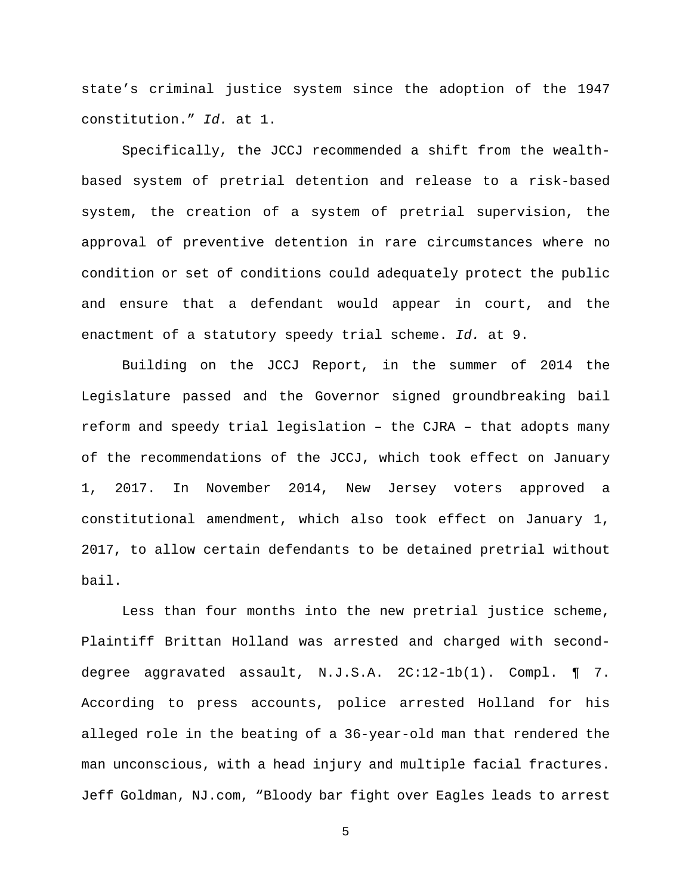state's criminal justice system since the adoption of the 1947 constitution." *Id.* at 1.

Specifically, the JCCJ recommended a shift from the wealth-based system of pretrial detention and release to a risk-based system, the creation of a system of pretrial supervision, the approval of preventive detention in rare circumstances where no condition or set of conditions could adequately protect the public and ensure that a defendant would appear in court, and the enactment of a statutory speedy trial scheme. *Id.* at 9.

Building on the JCCJ Report, in the summer of 2014 the Legislature passed and the Governor signed groundbreaking bail reform and speedy trial legislation – the CJRA – that adopts many of the recommendations of the JCCJ, which took effect on January 1, 2017. In November 2014, New Jersey voters approved a constitutional amendment, which also took effect on January 1, 2017, to allow certain defendants to be detained pretrial without bail.

Less than four months into the new pretrial justice scheme, Plaintiff Brittan Holland was arrested and charged with second-degree aggravated assault, N.J.S.A. 2C:12-1b(1). Compl. ¶ 7. According to press accounts, police arrested Holland for his alleged role in the beating of a 36-year-old man that rendered the man unconscious, with a head injury and multiple facial fractures. Jeff Goldman, NJ.com, "Bloody bar fight over Eagles leads to arrest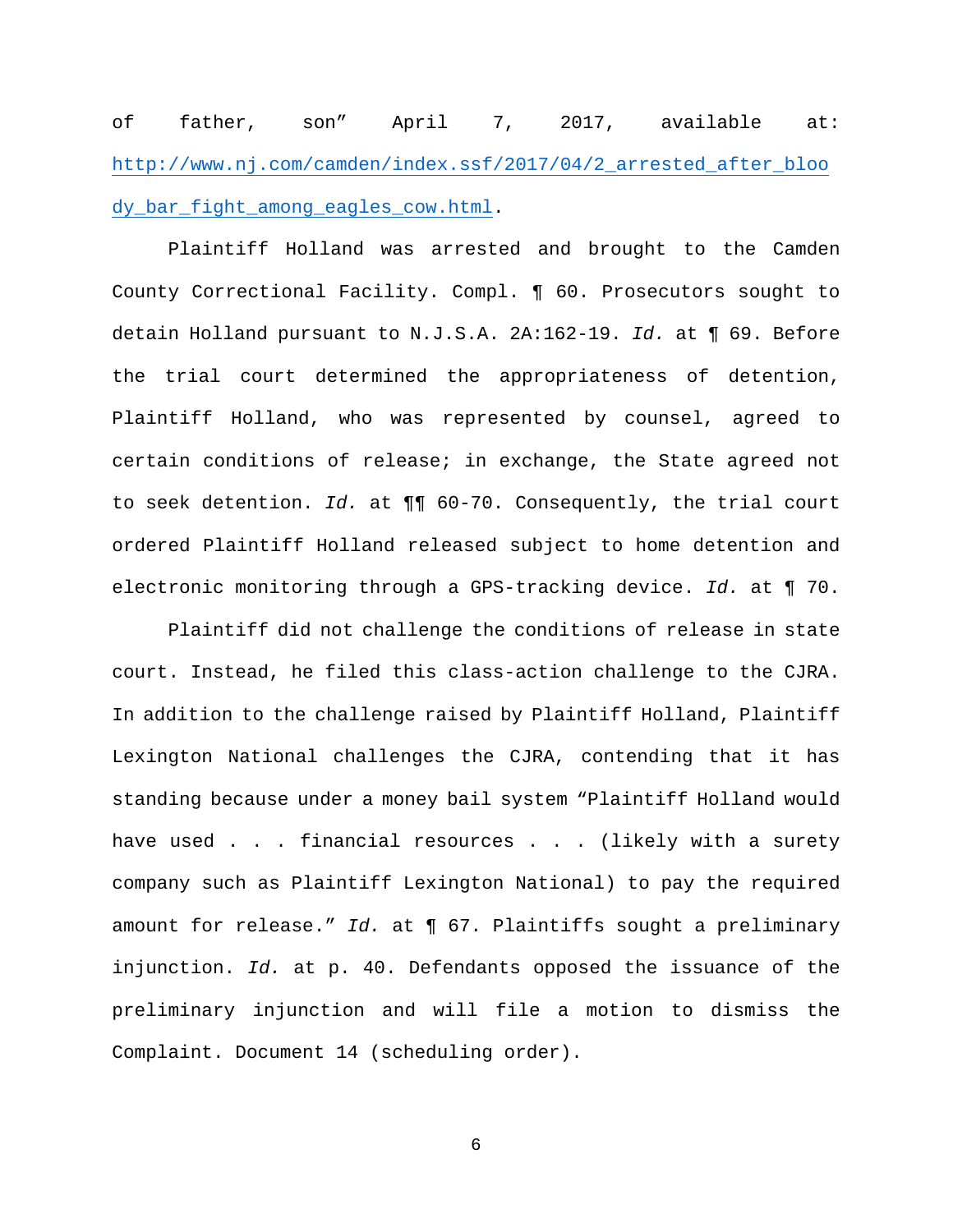of father, son" April 7, 2017, available at: [http://www.nj.com/camden/index.ssf/2017/04/2_arrested_after_bloody_bar_fight_among_eagles_cow.html](http://www.nj.com/camden/index.ssf/2017/04/2_arrested_after_bloody_bar_fight_among_eagles_cow.html).

Plaintiff Holland was arrested and brought to the Camden County Correctional Facility. Compl. ¶ 60. Prosecutors sought to detain Holland pursuant to N.J.S.A. 2A:162-19. *Id.* at ¶ 69. Before the trial court determined the appropriateness of detention, Plaintiff Holland, who was represented by counsel, agreed to certain conditions of release; in exchange, the State agreed not to seek detention. *Id.* at ¶¶ 60-70. Consequently, the trial court ordered Plaintiff Holland released subject to home detention and electronic monitoring through a GPS-tracking device. *Id.* at ¶ 70.

Plaintiff did not challenge the conditions of release in state court. Instead, he filed this class-action challenge to the CJRA. In addition to the challenge raised by Plaintiff Holland, Plaintiff Lexington National challenges the CJRA, contending that it has standing because under a money bail system "Plaintiff Holland would have used . . . financial resources . . . (likely with a surety company such as Plaintiff Lexington National) to pay the required amount for release." *Id.* at ¶ 67. Plaintiffs sought a preliminary injunction. *Id.* at p. 40. Defendants opposed the issuance of the preliminary injunction and will file a motion to dismiss the Complaint. Document 14 (scheduling order).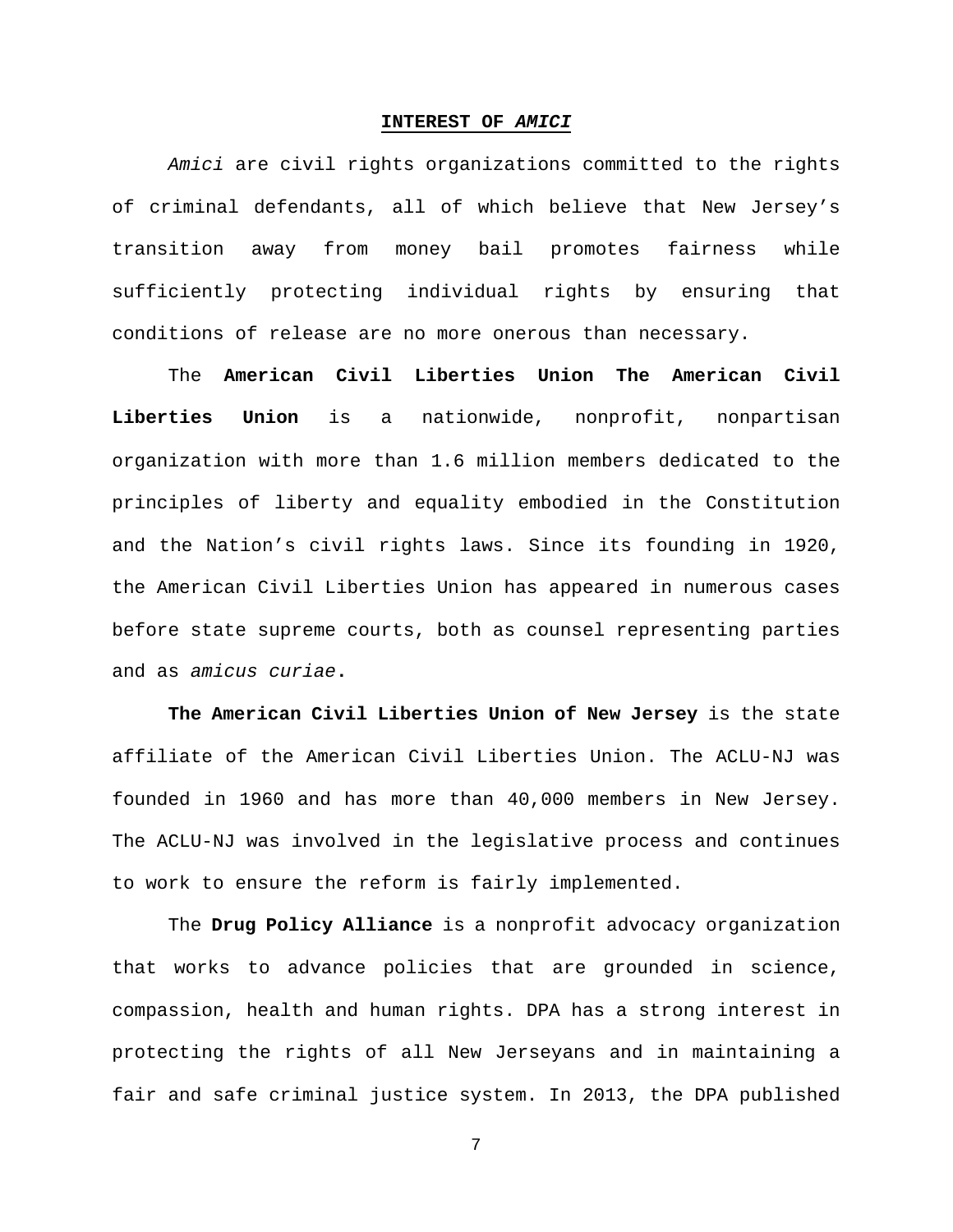## INTEREST OF *AMICI*

*Amici* are civil rights organizations committed to the rights of criminal defendants, all of which believe that New Jersey's transition away from money bail promotes fairness while sufficiently protecting individual rights by ensuring that conditions of release are no more onerous than necessary.

The **American Civil Liberties Union The American Civil Liberties Union** is a nationwide, nonprofit, nonpartisan organization with more than 1.6 million members dedicated to the principles of liberty and equality embodied in the Constitution and the Nation's civil rights laws. Since its founding in 1920, the American Civil Liberties Union has appeared in numerous cases before state supreme courts, both as counsel representing parties and as *amicus curiae*.

**The American Civil Liberties Union of New Jersey** is the state affiliate of the American Civil Liberties Union. The ACLU-NJ was founded in 1960 and has more than 40,000 members in New Jersey. The ACLU-NJ was involved in the legislative process and continues to work to ensure the reform is fairly implemented.

The **Drug Policy Alliance** is a nonprofit advocacy organization that works to advance policies that are grounded in science, compassion, health and human rights. DPA has a strong interest in protecting the rights of all New Jerseyans and in maintaining a fair and safe criminal justice system. In 2013, the DPA published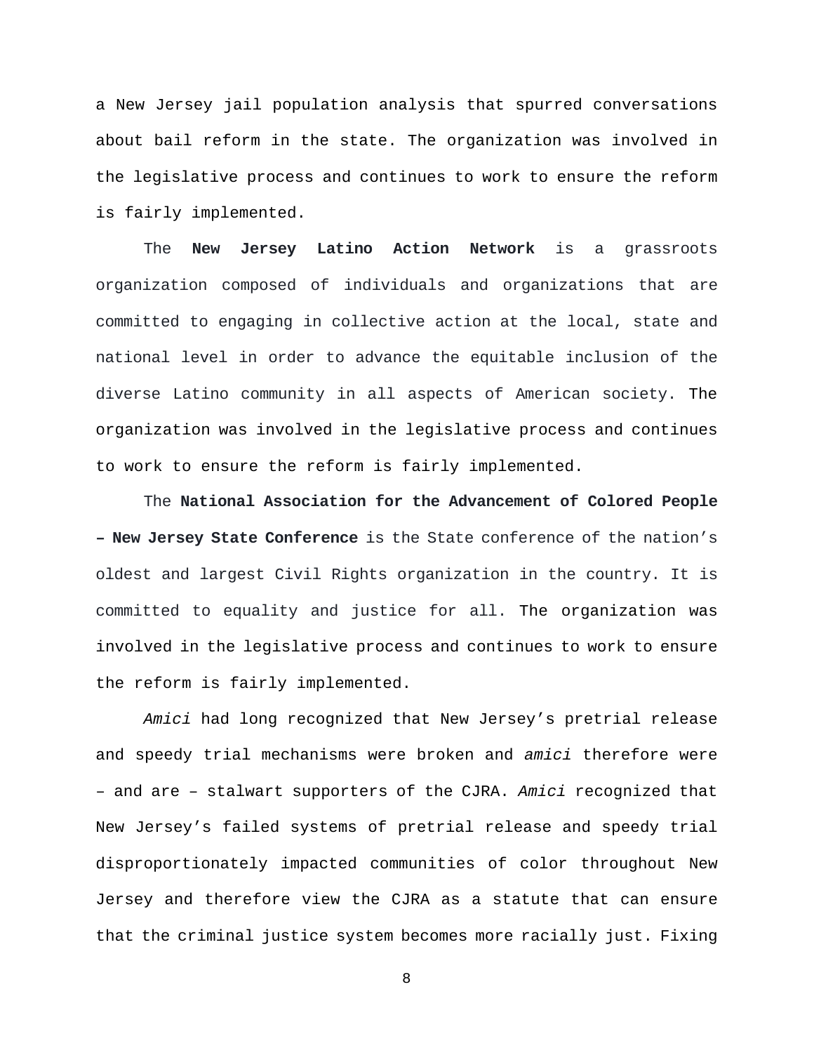a New Jersey jail population analysis that spurred conversations about bail reform in the state. The organization was involved in the legislative process and continues to work to ensure the reform is fairly implemented.

The **New Jersey Latino Action Network** is a grassroots organization composed of individuals and organizations that are committed to engaging in collective action at the local, state and national level in order to advance the equitable inclusion of the diverse Latino community in all aspects of American society. The organization was involved in the legislative process and continues to work to ensure the reform is fairly implemented.

The **National Association for the Advancement of Colored People – New Jersey State Conference** is the State conference of the nation's oldest and largest Civil Rights organization in the country. It is committed to equality and justice for all. The organization was involved in the legislative process and continues to work to ensure the reform is fairly implemented.

*Amici* had long recognized that New Jersey's pretrial release and speedy trial mechanisms were broken and *amici* therefore were – and are – stalwart supporters of the CJRA. *Amici* recognized that New Jersey's failed systems of pretrial release and speedy trial disproportionately impacted communities of color throughout New Jersey and therefore view the CJRA as a statute that can ensure that the criminal justice system becomes more racially just. Fixing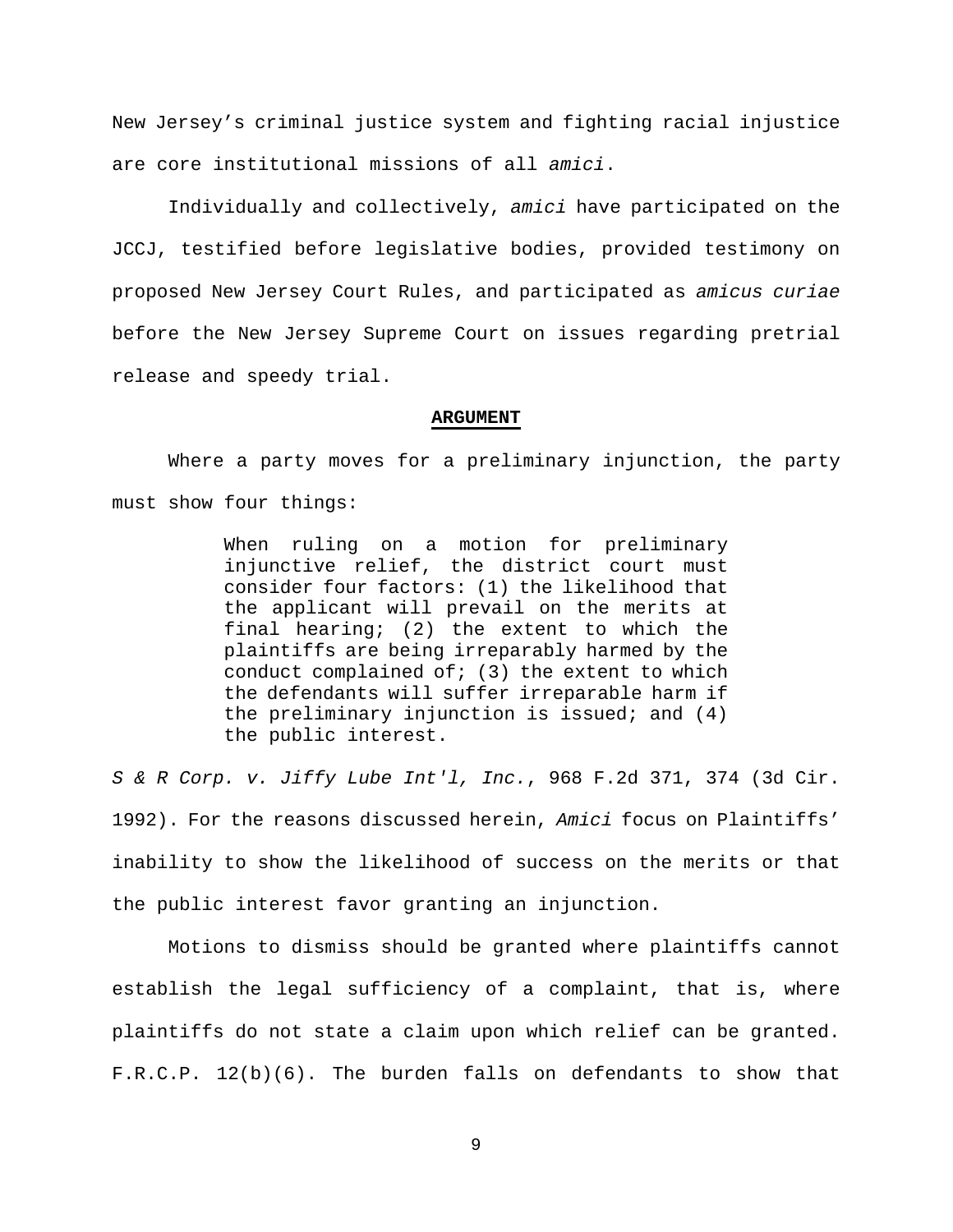New Jersey's criminal justice system and fighting racial injustice are core institutional missions of all *amici*.

Individually and collectively, *amici* have participated on the JCCJ, testified before legislative bodies, provided testimony on proposed New Jersey Court Rules, and participated as *amicus curiae* before the New Jersey Supreme Court on issues regarding pretrial release and speedy trial.

**ARGUMENT**

Where a party moves for a preliminary injunction, the party must show four things:

> When ruling on a motion for preliminary injunctive relief, the district court must consider four factors: (1) the likelihood that the applicant will prevail on the merits at final hearing; (2) the extent to which the plaintiffs are being irreparably harmed by the conduct complained of; (3) the extent to which the defendants will suffer irreparable harm if the preliminary injunction is issued; and (4) the public interest.

*S & R Corp. v. Jiffy Lube Int'l, Inc.*, 968 F.2d 371, 374 (3d Cir. 1992). For the reasons discussed herein, *Amici* focus on Plaintiffs' inability to show the likelihood of success on the merits or that the public interest favor granting an injunction.

Motions to dismiss should be granted where plaintiffs cannot establish the legal sufficiency of a complaint, that is, where plaintiffs do not state a claim upon which relief can be granted. F.R.C.P. 12(b)(6). The burden falls on defendants to show that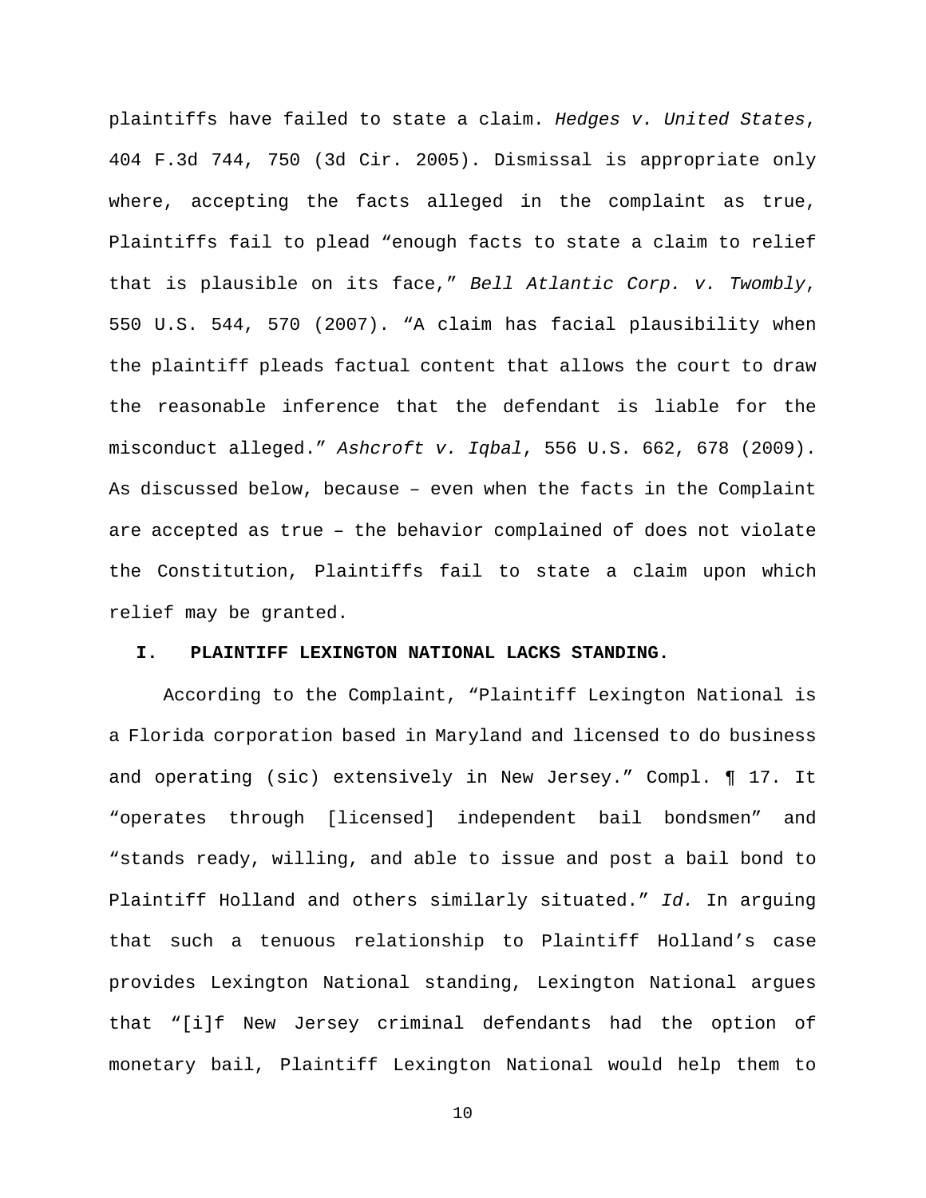plaintiffs have failed to state a claim. *Hedges v. United States*, 404 F.3d 744, 750 (3d Cir. 2005). Dismissal is appropriate only where, accepting the facts alleged in the complaint as true, Plaintiffs fail to plead "enough facts to state a claim to relief that is plausible on its face," *Bell Atlantic Corp. v. Twombly*, 550 U.S. 544, 570 (2007). "A claim has facial plausibility when the plaintiff pleads factual content that allows the court to draw the reasonable inference that the defendant is liable for the misconduct alleged." *Ashcroft v. Iqbal*, 556 U.S. 662, 678 (2009). As discussed below, because – even when the facts in the Complaint are accepted as true – the behavior complained of does not violate the Constitution, Plaintiffs fail to state a claim upon which relief may be granted.

## I. PLAINTIFF LEXINGTON NATIONAL LACKS STANDING.

According to the Complaint, "Plaintiff Lexington National is a Florida corporation based in Maryland and licensed to do business and operating (sic) extensively in New Jersey." Compl. ¶ 17. It "operates through [licensed] independent bail bondsmen" and "stands ready, willing, and able to issue and post a bail bond to Plaintiff Holland and others similarly situated." *Id.* In arguing that such a tenuous relationship to Plaintiff Holland's case provides Lexington National standing, Lexington National argues that "[i]f New Jersey criminal defendants had the option of monetary bail, Plaintiff Lexington National would help them to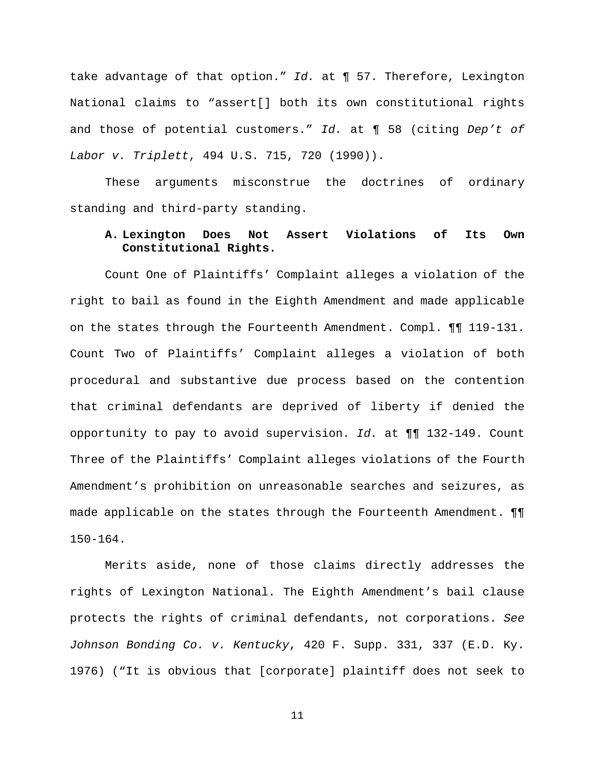take advantage of that option." *Id.* at ¶ 57. Therefore, Lexington National claims to "assert[] both its own constitutional rights and those of potential customers." *Id.* at ¶ 58 (citing *Dep't of Labor v. Triplett*, 494 U.S. 715, 720 (1990)).

These arguments misconstrue the doctrines of ordinary standing and third-party standing.

### A. Lexington Does Not Assert Violations of Its Own Constitutional Rights.

Count One of Plaintiffs' Complaint alleges a violation of the right to bail as found in the Eighth Amendment and made applicable on the states through the Fourteenth Amendment. Compl. ¶¶ 119-131. Count Two of Plaintiffs' Complaint alleges a violation of both procedural and substantive due process based on the contention that criminal defendants are deprived of liberty if denied the opportunity to pay to avoid supervision. *Id.* at ¶¶ 132-149. Count Three of the Plaintiffs' Complaint alleges violations of the Fourth Amendment's prohibition on unreasonable searches and seizures, as made applicable on the states through the Fourteenth Amendment. ¶¶ 150-164.

Merits aside, none of those claims directly addresses the rights of Lexington National. The Eighth Amendment's bail clause protects the rights of criminal defendants, not corporations. *See Johnson Bonding Co. v. Kentucky*, 420 F. Supp. 331, 337 (E.D. Ky. 1976) ("It is obvious that [corporate] plaintiff does not seek to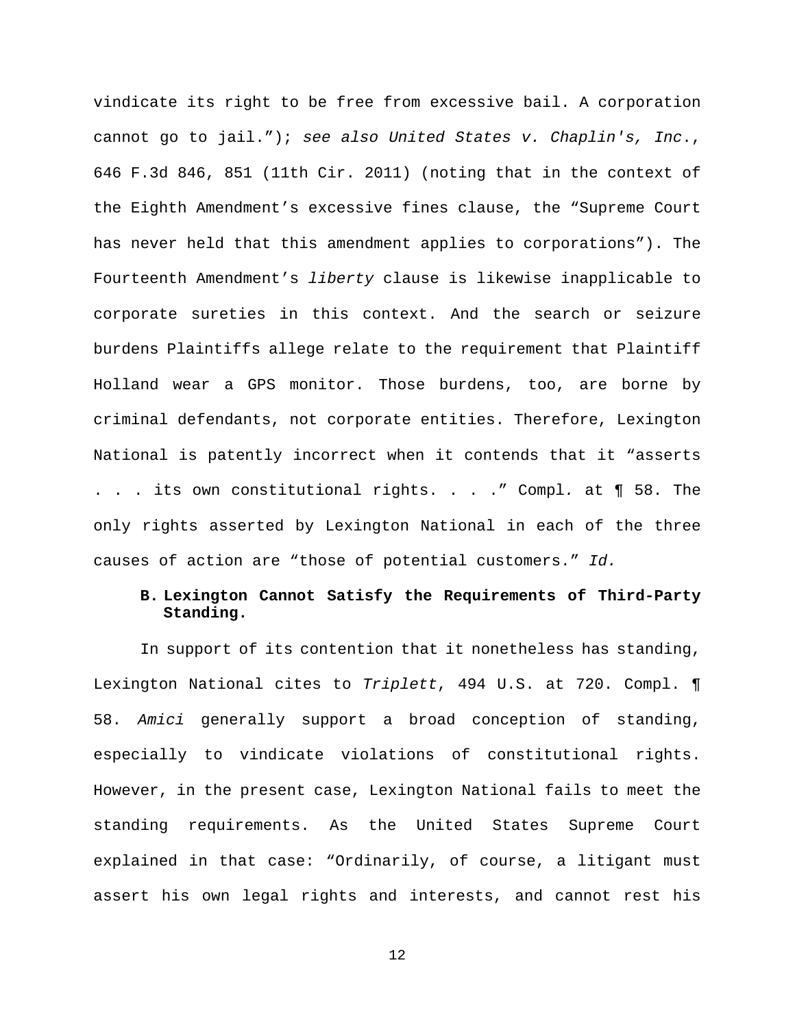vindicate its right to be free from excessive bail. A corporation cannot go to jail."); *see also United States v. Chaplin's, Inc*., 646 F.3d 846, 851 (11th Cir. 2011) (noting that in the context of the Eighth Amendment's excessive fines clause, the "Supreme Court has never held that this amendment applies to corporations"). The Fourteenth Amendment's *liberty* clause is likewise inapplicable to corporate sureties in this context. And the search or seizure burdens Plaintiffs allege relate to the requirement that Plaintiff Holland wear a GPS monitor. Those burdens, too, are borne by criminal defendants, not corporate entities. Therefore, Lexington National is patently incorrect when it contends that it "asserts . . . its own constitutional rights. . . ." Compl*.* at ¶ 58. The only rights asserted by Lexington National in each of the three causes of action are "those of potential customers." *Id.*

**B. Lexington Cannot Satisfy the Requirements of Third-Party Standing.**

In support of its contention that it nonetheless has standing, Lexington National cites to *Triplett*, 494 U.S. at 720. Compl. ¶ 58. *Amici* generally support a broad conception of standing, especially to vindicate violations of constitutional rights. However, in the present case, Lexington National fails to meet the standing requirements. As the United States Supreme Court explained in that case: "Ordinarily, of course, a litigant must assert his own legal rights and interests, and cannot rest his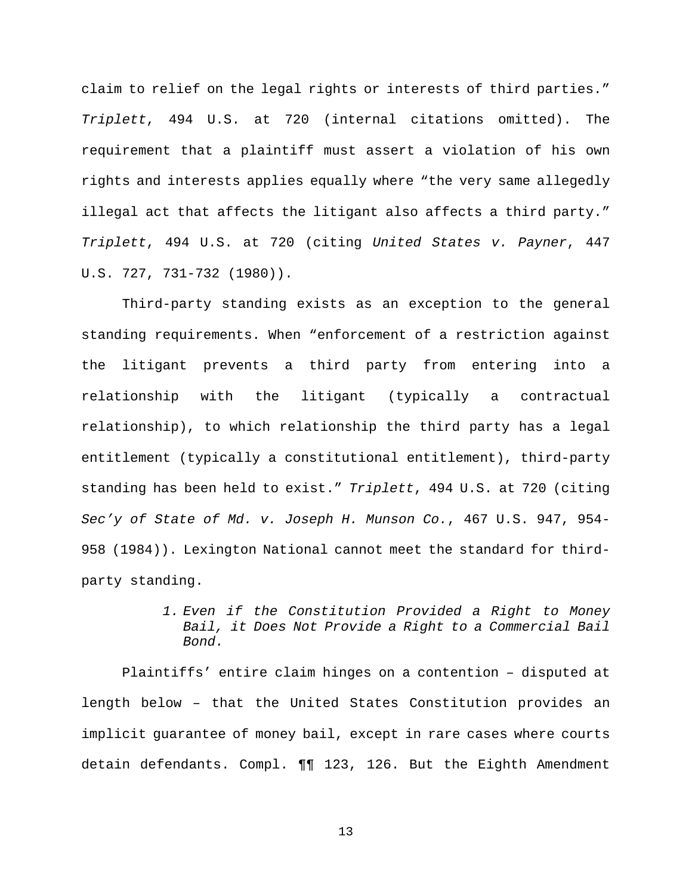claim to relief on the legal rights or interests of third parties." *Triplett*, 494 U.S. at 720 (internal citations omitted). The requirement that a plaintiff must assert a violation of his own rights and interests applies equally where "the very same allegedly illegal act that affects the litigant also affects a third party." *Triplett*, 494 U.S. at 720 (citing *United States v. Payner*, 447 U.S. 727, 731-732 (1980)).

Third-party standing exists as an exception to the general standing requirements. When "enforcement of a restriction against the litigant prevents a third party from entering into a relationship with the litigant (typically a contractual relationship), to which relationship the third party has a legal entitlement (typically a constitutional entitlement), third-party standing has been held to exist." *Triplett*, 494 U.S. at 720 (citing *Sec'y of State of Md. v. Joseph H. Munson Co.*, 467 U.S. 947, 954-958 (1984)). Lexington National cannot meet the standard for third-party standing.

### 1. *Even if the Constitution Provided a Right to Money Bail, it Does Not Provide a Right to a Commercial Bail Bond.*

Plaintiffs' entire claim hinges on a contention – disputed at length below – that the United States Constitution provides an implicit guarantee of money bail, except in rare cases where courts detain defendants. Compl. ¶¶ 123, 126. But the Eighth Amendment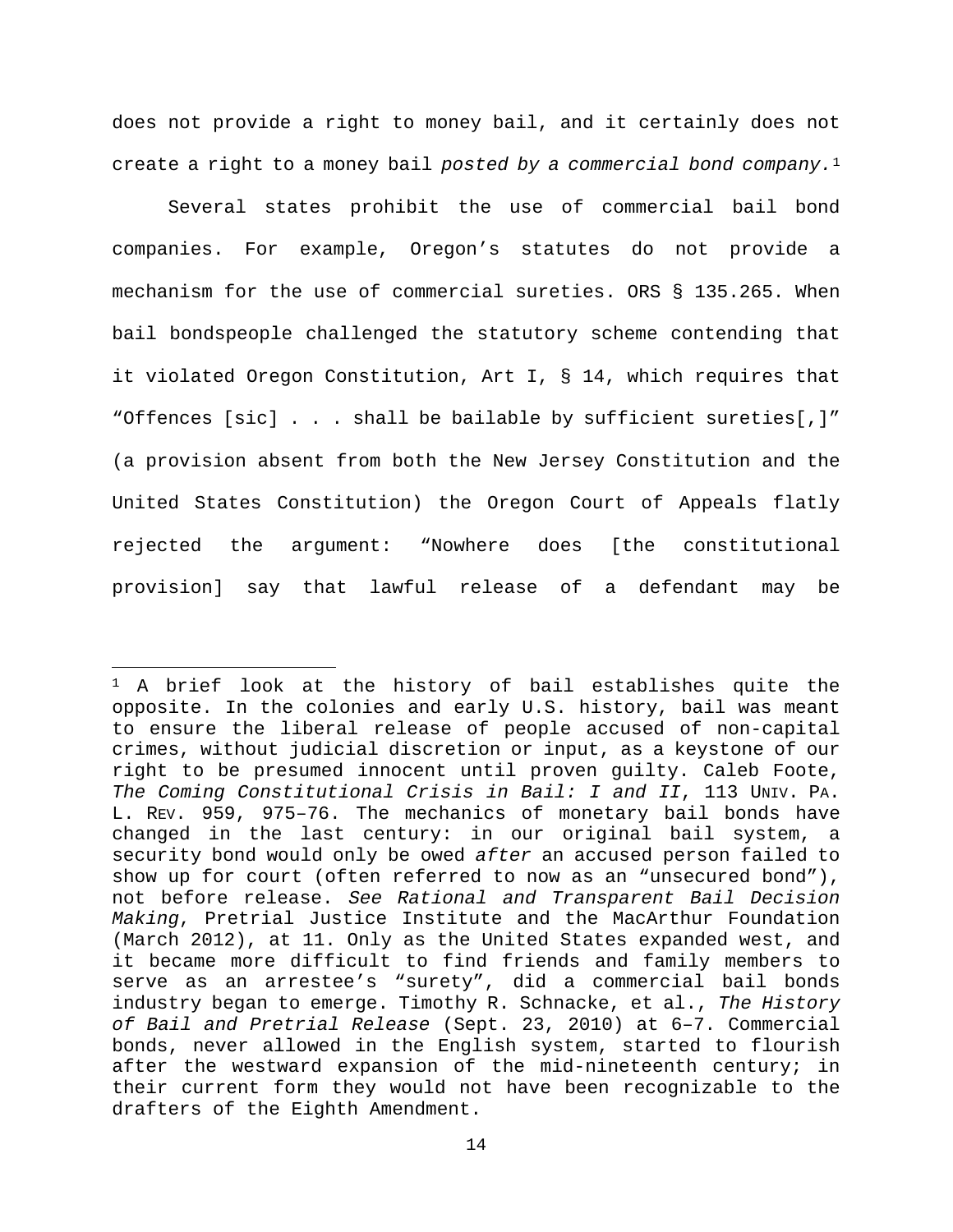does not provide a right to money bail, and it certainly does not create a right to a money bail *posted by a commercial bond company.*[1]

Several states prohibit the use of commercial bail bond companies. For example, Oregon's statutes do not provide a mechanism for the use of commercial sureties. ORS § 135.265. When bail bondspeople challenged the statutory scheme contending that it violated Oregon Constitution, Art I, § 14, which requires that "Offences [sic] . . . shall be bailable by sufficient sureties[,]" (a provision absent from both the New Jersey Constitution and the United States Constitution) the Oregon Court of Appeals flatly rejected the argument: "Nowhere does [the constitutional provision] say that lawful release of a defendant may be

---

[1] A brief look at the history of bail establishes quite the opposite. In the colonies and early U.S. history, bail was meant to ensure the liberal release of people accused of non-capital crimes, without judicial discretion or input, as a keystone of our right to be presumed innocent until proven guilty. Caleb Foote, *The Coming Constitutional Crisis in Bail: I and II*, 113 UNIV. PA. L. REV. 959, 975–76. The mechanics of monetary bail bonds have changed in the last century: in our original bail system, a security bond would only be owed *after* an accused person failed to show up for court (often referred to now as an "unsecured bond"), not before release. *See Rational and Transparent Bail Decision Making*, Pretrial Justice Institute and the MacArthur Foundation (March 2012), at 11. Only as the United States expanded west, and it became more difficult to find friends and family members to serve as an arrestee's "surety", did a commercial bail bonds industry began to emerge. Timothy R. Schnacke, et al., *The History of Bail and Pretrial Release* (Sept. 23, 2010) at 6–7. Commercial bonds, never allowed in the English system, started to flourish after the westward expansion of the mid-nineteenth century; in their current form they would not have been recognizable to the drafters of the Eighth Amendment.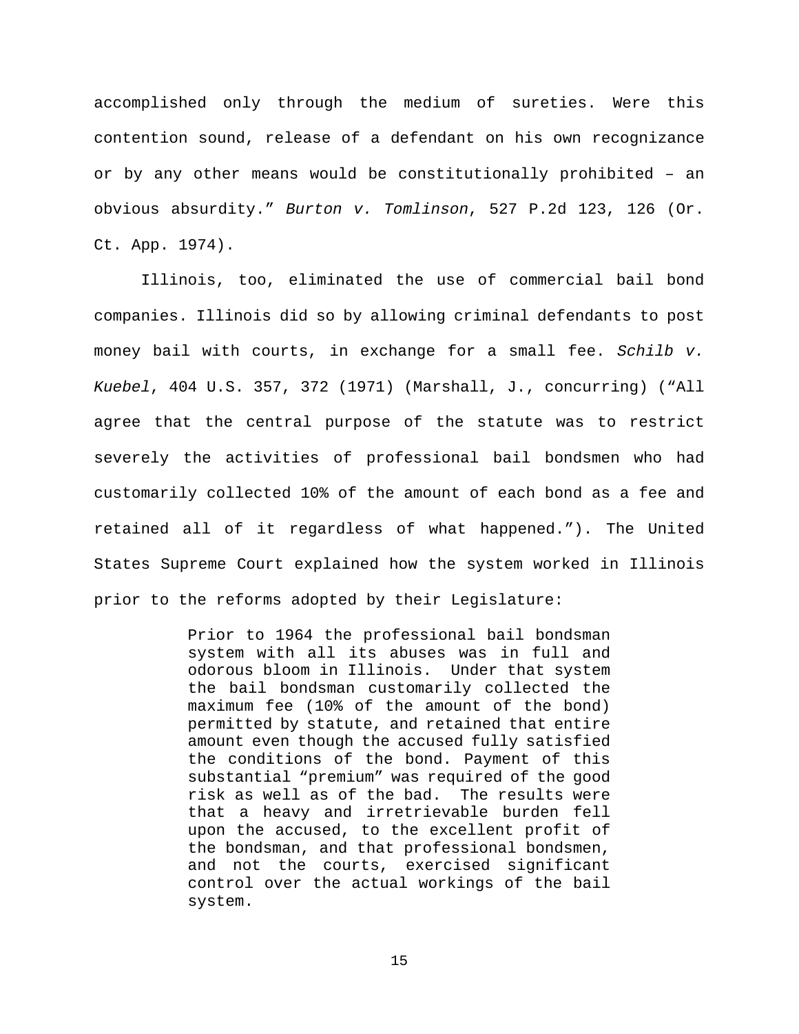accomplished only through the medium of sureties. Were this contention sound, release of a defendant on his own recognizance or by any other means would be constitutionally prohibited – an obvious absurdity." *Burton v. Tomlinson*, 527 P.2d 123, 126 (Or. Ct. App. 1974).

Illinois, too, eliminated the use of commercial bail bond companies. Illinois did so by allowing criminal defendants to post money bail with courts, in exchange for a small fee. *Schilb v. Kuebel*, 404 U.S. 357, 372 (1971) (Marshall, J., concurring) ("All agree that the central purpose of the statute was to restrict severely the activities of professional bail bondsmen who had customarily collected 10% of the amount of each bond as a fee and retained all of it regardless of what happened."). The United States Supreme Court explained how the system worked in Illinois prior to the reforms adopted by their Legislature:

> Prior to 1964 the professional bail bondsman system with all its abuses was in full and odorous bloom in Illinois. Under that system the bail bondsman customarily collected the maximum fee (10% of the amount of the bond) permitted by statute, and retained that entire amount even though the accused fully satisfied the conditions of the bond. Payment of this substantial "premium" was required of the good risk as well as of the bad. The results were that a heavy and irretrievable burden fell upon the accused, to the excellent profit of the bondsman, and that professional bondsmen, and not the courts, exercised significant control over the actual workings of the bail system.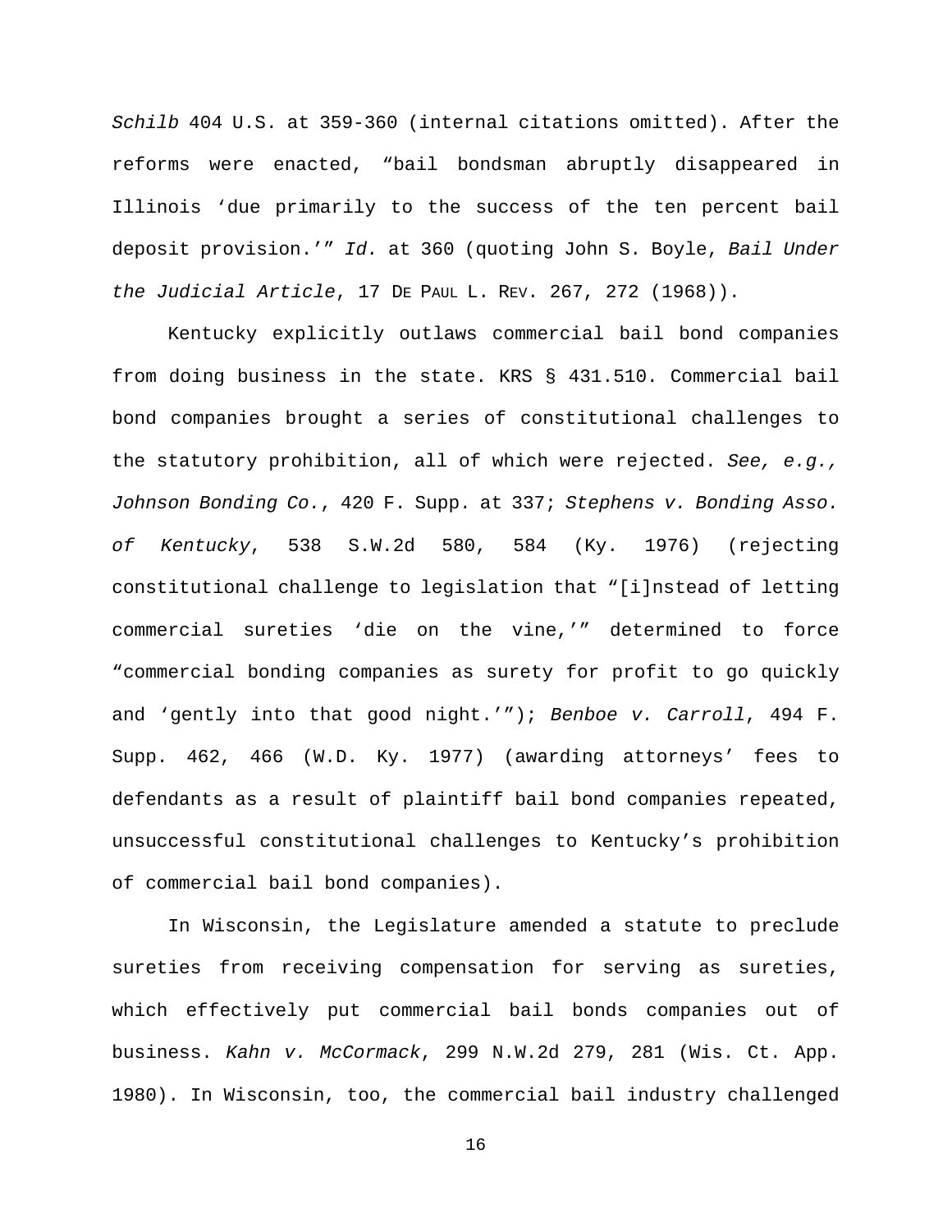*Schilb* 404 U.S. at 359-360 (internal citations omitted). After the reforms were enacted, "bail bondsman abruptly disappeared in Illinois 'due primarily to the success of the ten percent bail deposit provision.'" *Id.* at 360 (quoting John S. Boyle, *Bail Under the Judicial Article*, 17 DE PAUL L. REV. 267, 272 (1968)).

Kentucky explicitly outlaws commercial bail bond companies from doing business in the state. KRS § 431.510. Commercial bail bond companies brought a series of constitutional challenges to the statutory prohibition, all of which were rejected. *See, e.g., Johnson Bonding Co.*, 420 F. Supp. at 337; *Stephens v. Bonding Asso. of Kentucky*, 538 S.W.2d 580, 584 (Ky. 1976) (rejecting constitutional challenge to legislation that "[i]nstead of letting commercial sureties 'die on the vine,'" determined to force "commercial bonding companies as surety for profit to go quickly and 'gently into that good night.'"); *Benboe v. Carroll*, 494 F. Supp. 462, 466 (W.D. Ky. 1977) (awarding attorneys' fees to defendants as a result of plaintiff bail bond companies repeated, unsuccessful constitutional challenges to Kentucky's prohibition of commercial bail bond companies).

In Wisconsin, the Legislature amended a statute to preclude sureties from receiving compensation for serving as sureties, which effectively put commercial bail bonds companies out of business. *Kahn v. McCormack*, 299 N.W.2d 279, 281 (Wis. Ct. App. 1980). In Wisconsin, too, the commercial bail industry challenged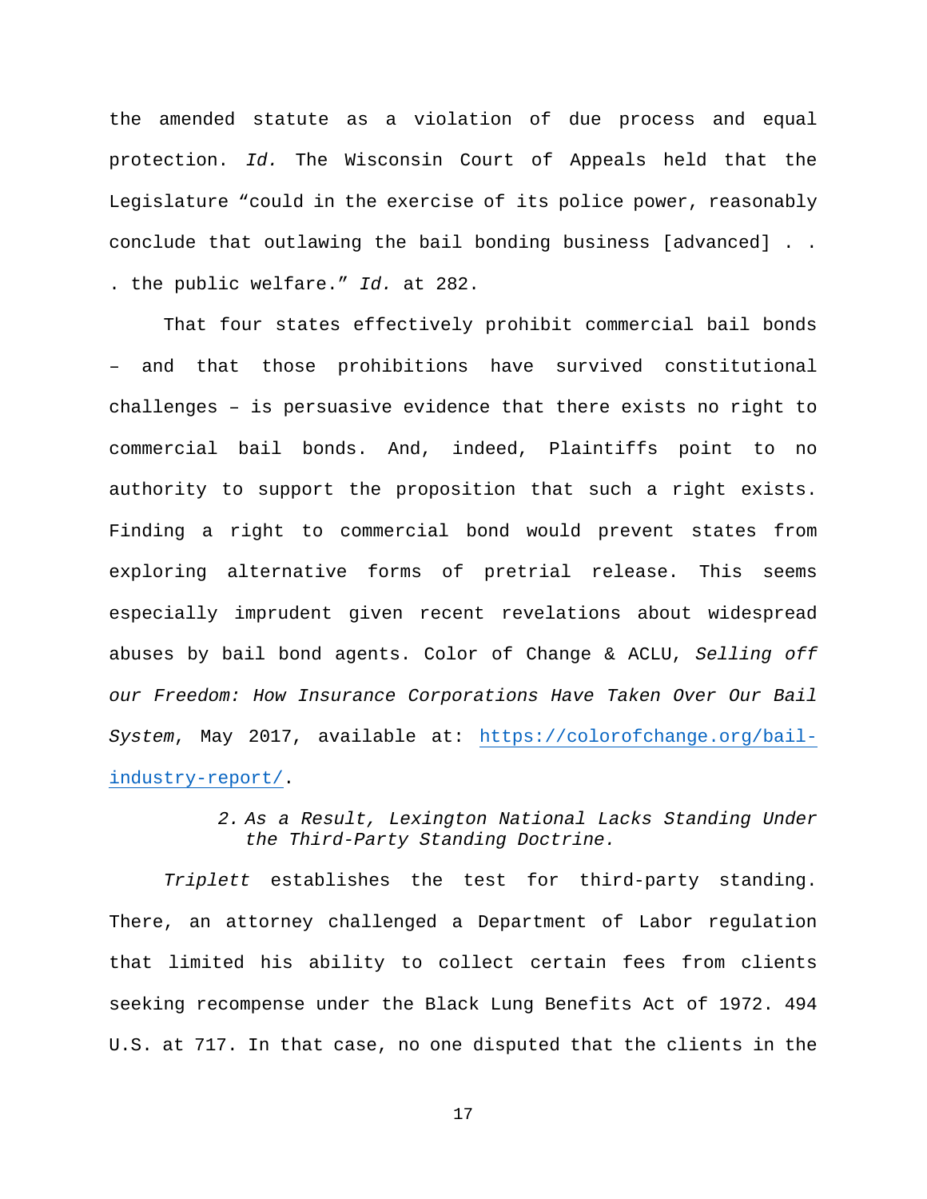the amended statute as a violation of due process and equal protection. *Id.* The Wisconsin Court of Appeals held that the Legislature "could in the exercise of its police power, reasonably conclude that outlawing the bail bonding business [advanced] . . . the public welfare." *Id.* at 282.

That four states effectively prohibit commercial bail bonds – and that those prohibitions have survived constitutional challenges – is persuasive evidence that there exists no right to commercial bail bonds. And, indeed, Plaintiffs point to no authority to support the proposition that such a right exists. Finding a right to commercial bond would prevent states from exploring alternative forms of pretrial release. This seems especially imprudent given recent revelations about widespread abuses by bail bond agents. Color of Change & ACLU, *Selling off our Freedom: How Insurance Corporations Have Taken Over Our Bail System*, May 2017, available at: https://colorofchange.org/bail-industry-report/.

*2. As a Result, Lexington National Lacks Standing Under the Third-Party Standing Doctrine.*

*Triplett* establishes the test for third-party standing. There, an attorney challenged a Department of Labor regulation that limited his ability to collect certain fees from clients seeking recompense under the Black Lung Benefits Act of 1972. 494 U.S. at 717. In that case, no one disputed that the clients in the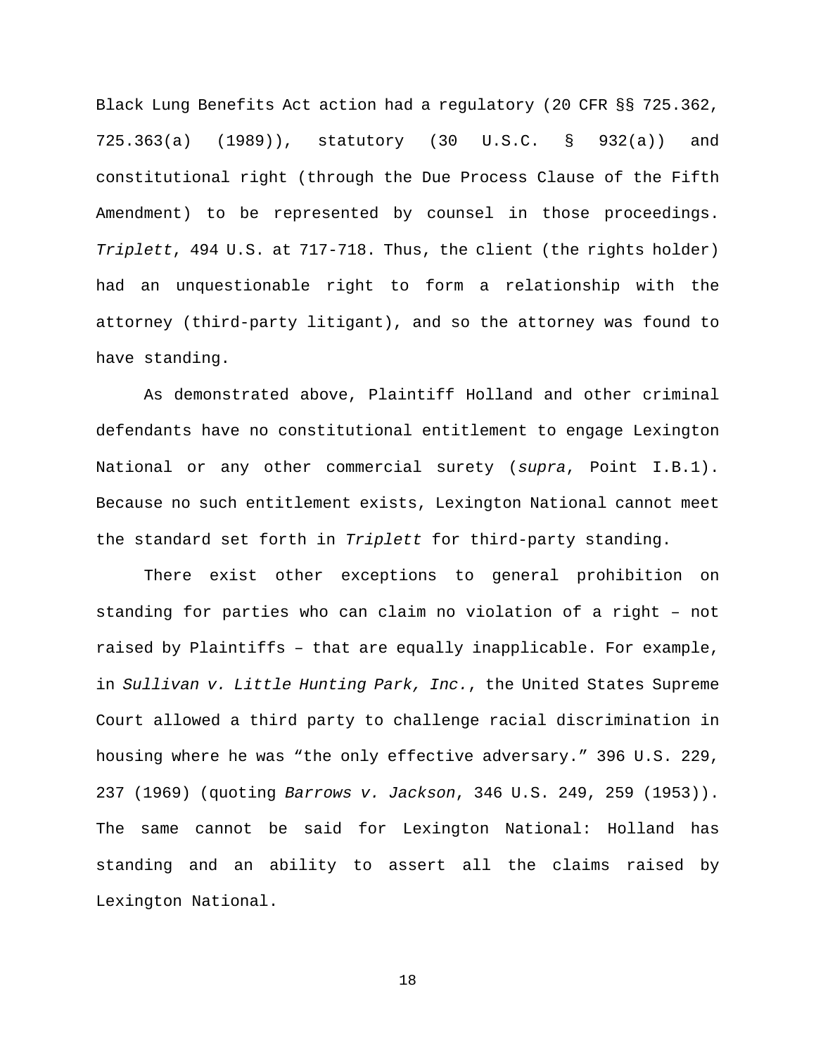Black Lung Benefits Act action had a regulatory (20 CFR §§ 725.362, 725.363(a) (1989)), statutory (30 U.S.C. § 932(a)) and constitutional right (through the Due Process Clause of the Fifth Amendment) to be represented by counsel in those proceedings. *Triplett*, 494 U.S. at 717-718. Thus, the client (the rights holder) had an unquestionable right to form a relationship with the attorney (third-party litigant), and so the attorney was found to have standing.

As demonstrated above, Plaintiff Holland and other criminal defendants have no constitutional entitlement to engage Lexington National or any other commercial surety (*supra*, Point I.B.1). Because no such entitlement exists, Lexington National cannot meet the standard set forth in *Triplett* for third-party standing.

There exist other exceptions to general prohibition on standing for parties who can claim no violation of a right – not raised by Plaintiffs – that are equally inapplicable. For example, in *Sullivan v. Little Hunting Park, Inc.*, the United States Supreme Court allowed a third party to challenge racial discrimination in housing where he was "the only effective adversary." 396 U.S. 229, 237 (1969) (quoting *Barrows v. Jackson*, 346 U.S. 249, 259 (1953)). The same cannot be said for Lexington National: Holland has standing and an ability to assert all the claims raised by Lexington National.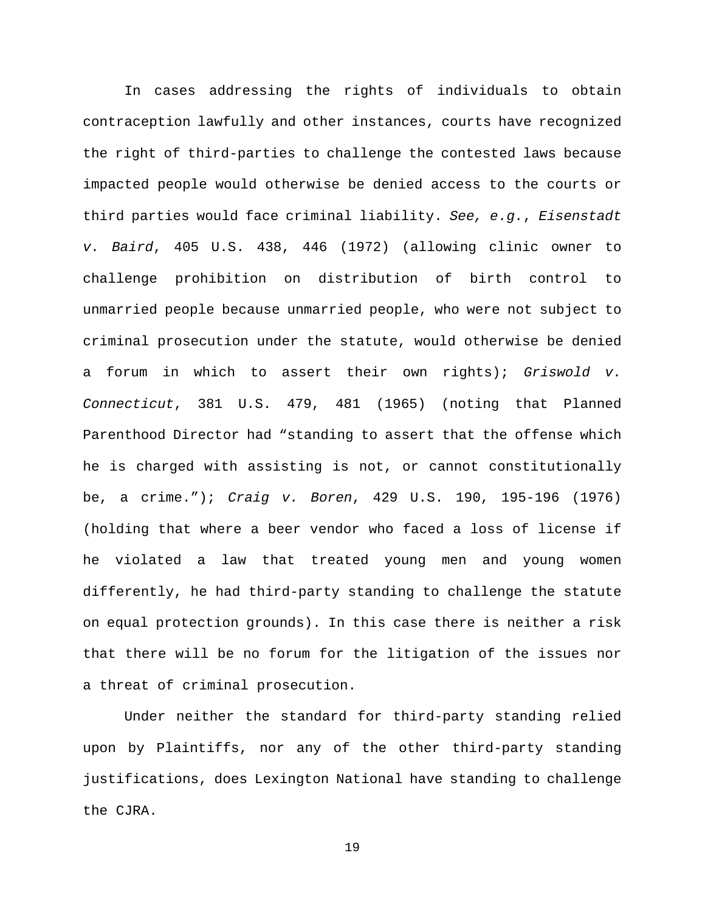In cases addressing the rights of individuals to obtain contraception lawfully and other instances, courts have recognized the right of third-parties to challenge the contested laws because impacted people would otherwise be denied access to the courts or third parties would face criminal liability. *See, e.g.*, *Eisenstadt v. Baird*, 405 U.S. 438, 446 (1972) (allowing clinic owner to challenge prohibition on distribution of birth control to unmarried people because unmarried people, who were not subject to criminal prosecution under the statute, would otherwise be denied a forum in which to assert their own rights); *Griswold v. Connecticut*, 381 U.S. 479, 481 (1965) (noting that Planned Parenthood Director had "standing to assert that the offense which he is charged with assisting is not, or cannot constitutionally be, a crime."); *Craig v. Boren*, 429 U.S. 190, 195-196 (1976) (holding that where a beer vendor who faced a loss of license if he violated a law that treated young men and young women differently, he had third-party standing to challenge the statute on equal protection grounds). In this case there is neither a risk that there will be no forum for the litigation of the issues nor a threat of criminal prosecution.

Under neither the standard for third-party standing relied upon by Plaintiffs, nor any of the other third-party standing justifications, does Lexington National have standing to challenge the CJRA.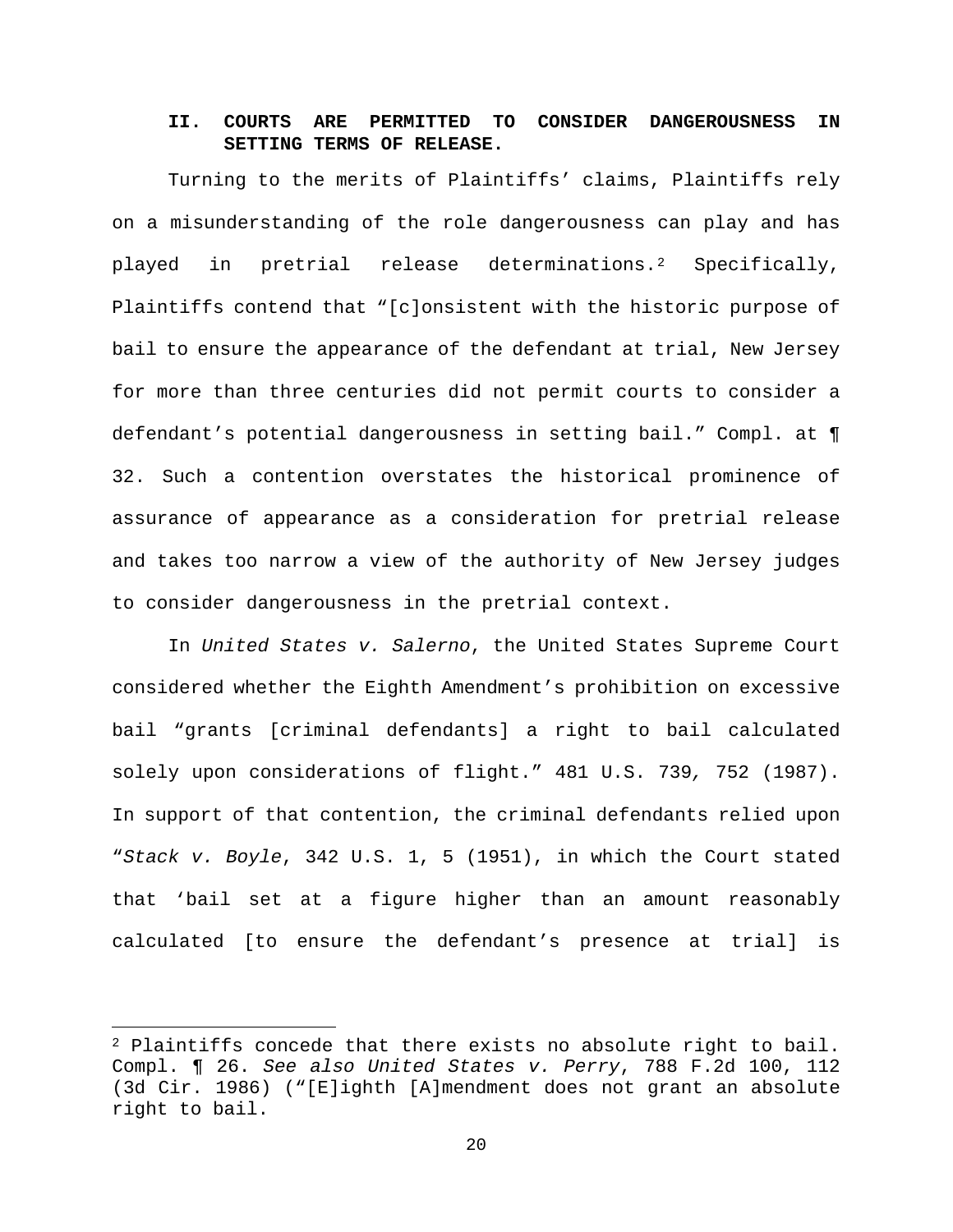## II. COURTS ARE PERMITTED TO CONSIDER DANGEROUSNESS IN SETTING TERMS OF RELEASE.

Turning to the merits of Plaintiffs' claims, Plaintiffs rely on a misunderstanding of the role dangerousness can play and has played in pretrial release determinations.[2] Specifically, Plaintiffs contend that "[c]onsistent with the historic purpose of bail to ensure the appearance of the defendant at trial, New Jersey for more than three centuries did not permit courts to consider a defendant's potential dangerousness in setting bail." Compl. at ¶ 32. Such a contention overstates the historical prominence of assurance of appearance as a consideration for pretrial release and takes too narrow a view of the authority of New Jersey judges to consider dangerousness in the pretrial context.

In *United States v. Salerno*, the United States Supreme Court considered whether the Eighth Amendment's prohibition on excessive bail "grants [criminal defendants] a right to bail calculated solely upon considerations of flight." 481 U.S. 739, 752 (1987). In support of that contention, the criminal defendants relied upon "*Stack v. Boyle*, 342 U.S. 1, 5 (1951), in which the Court stated that 'bail set at a figure higher than an amount reasonably calculated [to ensure the defendant's presence at trial] is

---

[2] Plaintiffs concede that there exists no absolute right to bail. Compl. ¶ 26. *See also United States v. Perry*, 788 F.2d 100, 112 (3d Cir. 1986) ("[E]ighth [A]mendment does not grant an absolute right to bail.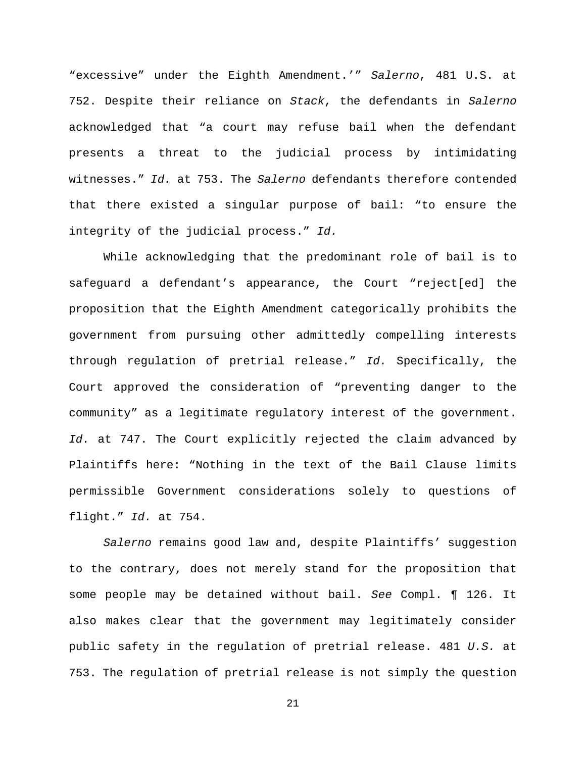"excessive" under the Eighth Amendment.'" *Salerno*, 481 U.S. at 752. Despite their reliance on *Stack*, the defendants in *Salerno* acknowledged that "a court may refuse bail when the defendant presents a threat to the judicial process by intimidating witnesses." *Id.* at 753. The *Salerno* defendants therefore contended that there existed a singular purpose of bail: "to ensure the integrity of the judicial process." *Id.*

While acknowledging that the predominant role of bail is to safeguard a defendant's appearance, the Court "reject[ed] the proposition that the Eighth Amendment categorically prohibits the government from pursuing other admittedly compelling interests through regulation of pretrial release." *Id.* Specifically, the Court approved the consideration of "preventing danger to the community" as a legitimate regulatory interest of the government. *Id.* at 747. The Court explicitly rejected the claim advanced by Plaintiffs here: "Nothing in the text of the Bail Clause limits permissible Government considerations solely to questions of flight." *Id.* at 754.

*Salerno* remains good law and, despite Plaintiffs' suggestion to the contrary, does not merely stand for the proposition that some people may be detained without bail. *See* Compl. ¶ 126. It also makes clear that the government may legitimately consider public safety in the regulation of pretrial release. 481 *U.S.* at 753. The regulation of pretrial release is not simply the question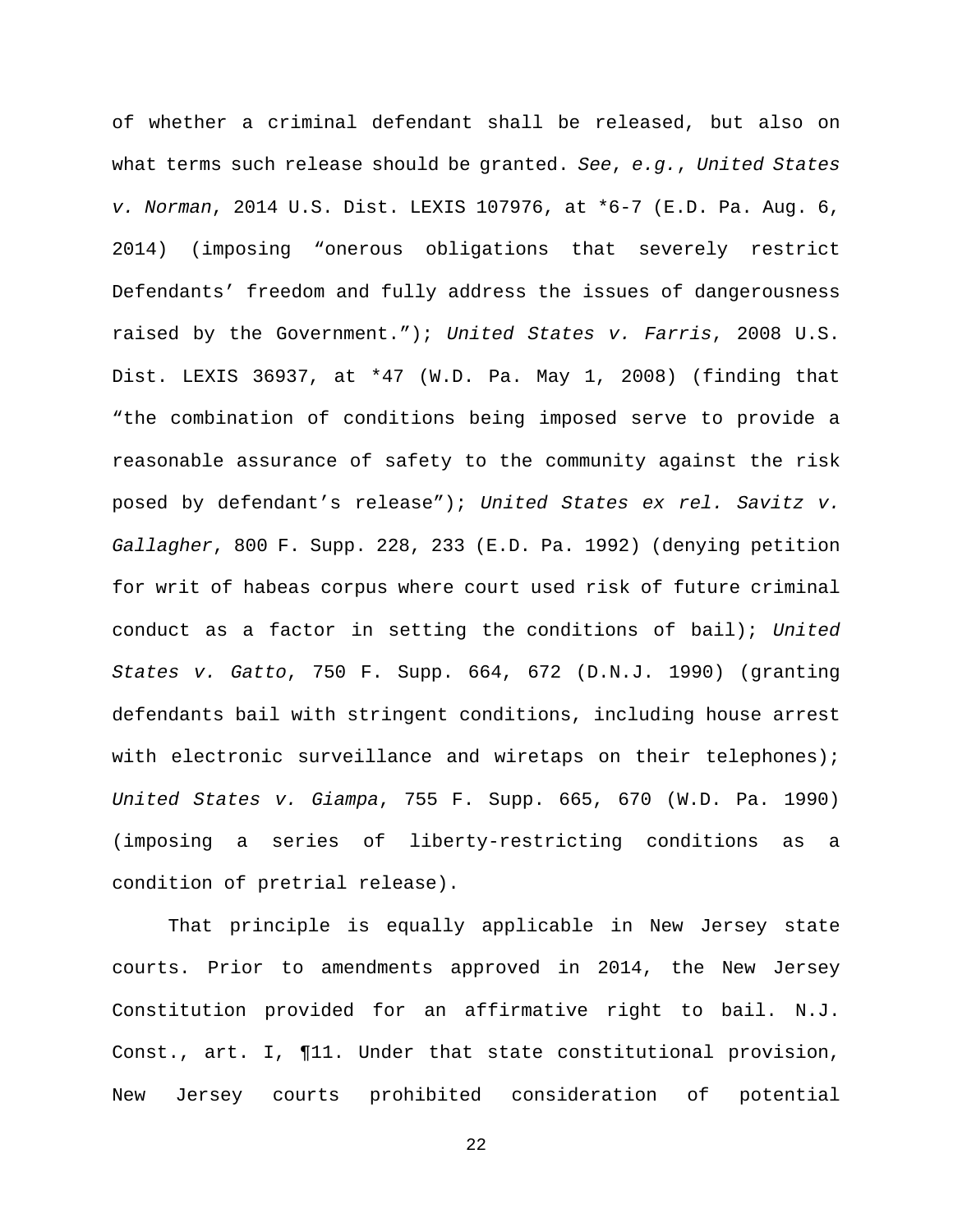of whether a criminal defendant shall be released, but also on what terms such release should be granted. *See*, *e.g.*, *United States v. Norman*, 2014 U.S. Dist. LEXIS 107976, at *6-7 (E.D. Pa. Aug. 6, 2014) (imposing "onerous obligations that severely restrict Defendants' freedom and fully address the issues of dangerousness raised by the Government."); *United States v. Farris*, 2008 U.S. Dist. LEXIS 36937, at *47 (W.D. Pa. May 1, 2008) (finding that "the combination of conditions being imposed serve to provide a reasonable assurance of safety to the community against the risk posed by defendant's release"); *United States ex rel. Savitz v. Gallagher*, 800 F. Supp. 228, 233 (E.D. Pa. 1992) (denying petition for writ of habeas corpus where court used risk of future criminal conduct as a factor in setting the conditions of bail); *United States v. Gatto*, 750 F. Supp. 664, 672 (D.N.J. 1990) (granting defendants bail with stringent conditions, including house arrest with electronic surveillance and wiretaps on their telephones); *United States v. Giampa*, 755 F. Supp. 665, 670 (W.D. Pa. 1990) (imposing a series of liberty-restricting conditions as a condition of pretrial release).

That principle is equally applicable in New Jersey state courts. Prior to amendments approved in 2014, the New Jersey Constitution provided for an affirmative right to bail. N.J. Const., art. I, ¶11. Under that state constitutional provision, New Jersey courts prohibited consideration of potential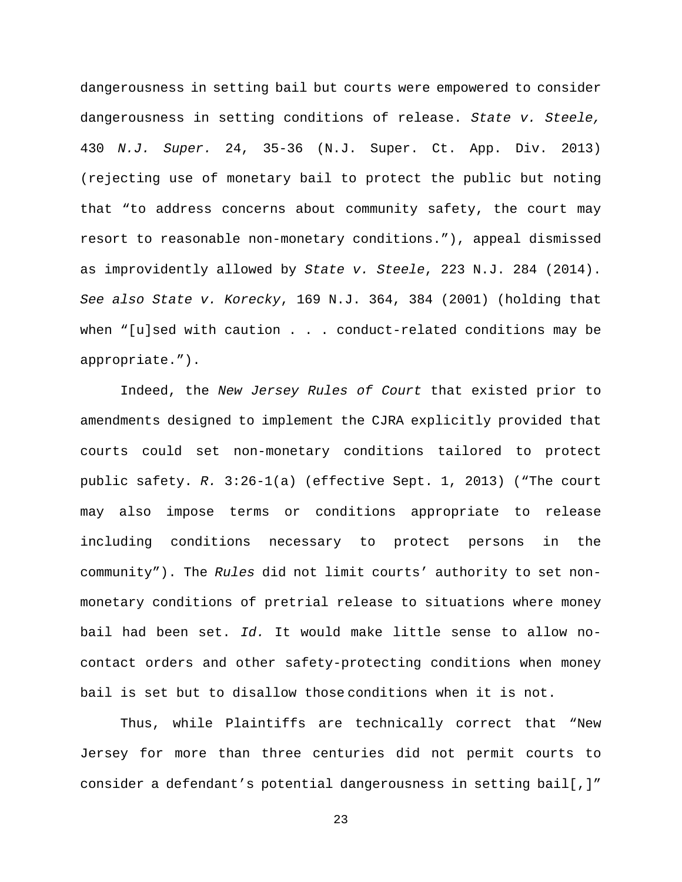dangerousness in setting bail but courts were empowered to consider dangerousness in setting conditions of release. *State v. Steele,* 430 *N.J. Super.* 24, 35-36 (N.J. Super. Ct. App. Div. 2013) (rejecting use of monetary bail to protect the public but noting that "to address concerns about community safety, the court may resort to reasonable non-monetary conditions."), appeal dismissed as improvidently allowed by *State v. Steele*, 223 N.J. 284 (2014). *See also State v. Korecky*, 169 N.J. 364, 384 (2001) (holding that when "[u]sed with caution . . . conduct-related conditions may be appropriate.").

Indeed, the *New Jersey Rules of Court* that existed prior to amendments designed to implement the CJRA explicitly provided that courts could set non-monetary conditions tailored to protect public safety. *R.* 3:26-1(a) (effective Sept. 1, 2013) ("The court may also impose terms or conditions appropriate to release including conditions necessary to protect persons in the community"). The *Rules* did not limit courts' authority to set non-monetary conditions of pretrial release to situations where money bail had been set. *Id.* It would make little sense to allow no-contact orders and other safety-protecting conditions when money bail is set but to disallow those conditions when it is not.

Thus, while Plaintiffs are technically correct that "New Jersey for more than three centuries did not permit courts to consider a defendant's potential dangerousness in setting bail[,]"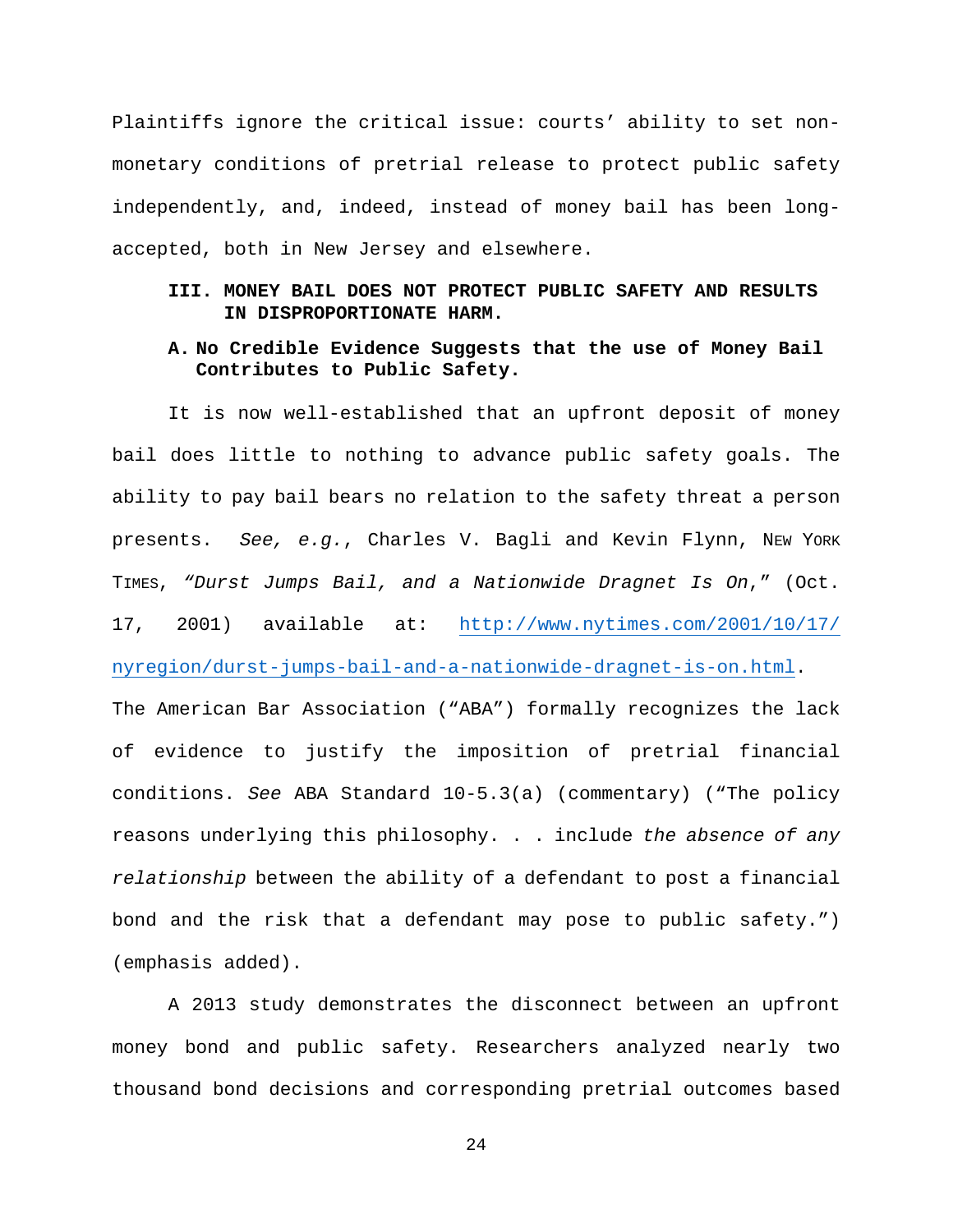Plaintiffs ignore the critical issue: courts' ability to set non-monetary conditions of pretrial release to protect public safety independently, and, indeed, instead of money bail has been long-accepted, both in New Jersey and elsewhere.

## III. MONEY BAIL DOES NOT PROTECT PUBLIC SAFETY AND RESULTS IN DISPROPORTIONATE HARM.

### A. No Credible Evidence Suggests that the use of Money Bail Contributes to Public Safety.

It is now well-established that an upfront deposit of money bail does little to nothing to advance public safety goals. The ability to pay bail bears no relation to the safety threat a person presents. *See, e.g.*, Charles V. Bagli and Kevin Flynn, NEW YORK TIMES, *"Durst Jumps Bail, and a Nationwide Dragnet Is On*," (Oct. 17, 2001) available at: http://www.nytimes.com/2001/10/17/nyregion/durst-jumps-bail-and-a-nationwide-dragnet-is-on.html. The American Bar Association ("ABA") formally recognizes the lack of evidence to justify the imposition of pretrial financial conditions. *See* ABA Standard 10-5.3(a) (commentary) ("The policy reasons underlying this philosophy. . . include *the absence of any relationship* between the ability of a defendant to post a financial bond and the risk that a defendant may pose to public safety.") (emphasis added).

A 2013 study demonstrates the disconnect between an upfront money bond and public safety. Researchers analyzed nearly two thousand bond decisions and corresponding pretrial outcomes based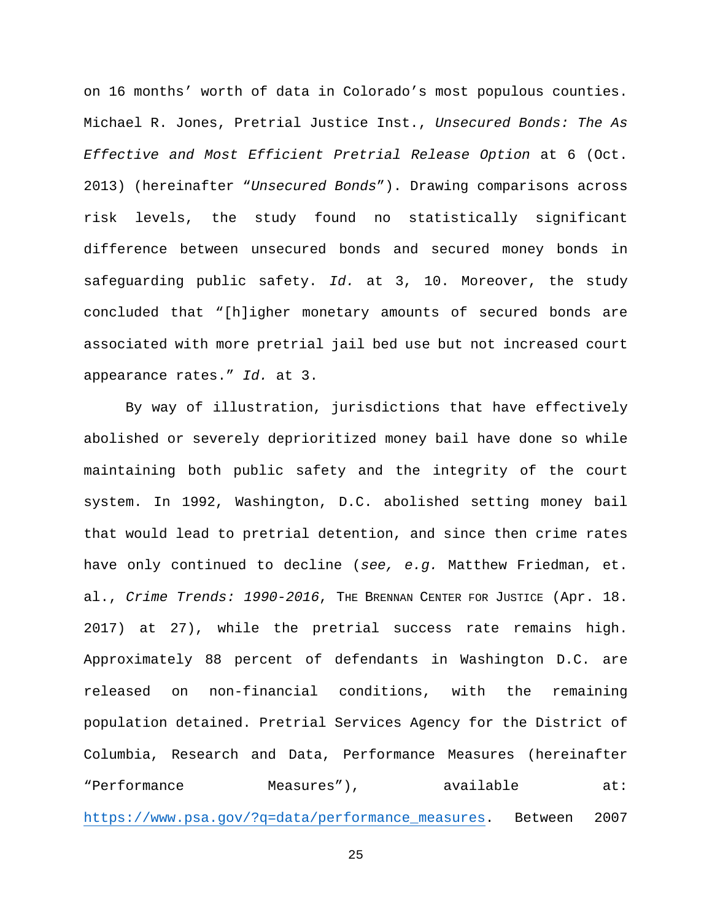on 16 months' worth of data in Colorado's most populous counties. Michael R. Jones, Pretrial Justice Inst., *Unsecured Bonds: The As Effective and Most Efficient Pretrial Release Option* at 6 (Oct. 2013) (hereinafter "*Unsecured Bonds*"). Drawing comparisons across risk levels, the study found no statistically significant difference between unsecured bonds and secured money bonds in safeguarding public safety. *Id.* at 3, 10. Moreover, the study concluded that "[h]igher monetary amounts of secured bonds are associated with more pretrial jail bed use but not increased court appearance rates." *Id.* at 3.

By way of illustration, jurisdictions that have effectively abolished or severely deprioritized money bail have done so while maintaining both public safety and the integrity of the court system. In 1992, Washington, D.C. abolished setting money bail that would lead to pretrial detention, and since then crime rates have only continued to decline (*see, e.g.* Matthew Friedman, et. al., *Crime Trends: 1990-2016*, The Brennan Center for Justice (Apr. 18. 2017) at 27), while the pretrial success rate remains high. Approximately 88 percent of defendants in Washington D.C. are released on non-financial conditions, with the remaining population detained. Pretrial Services Agency for the District of Columbia, Research and Data, Performance Measures (hereinafter "Performance Measures"), available at: https://www.psa.gov/?q=data/performance_measures. Between 2007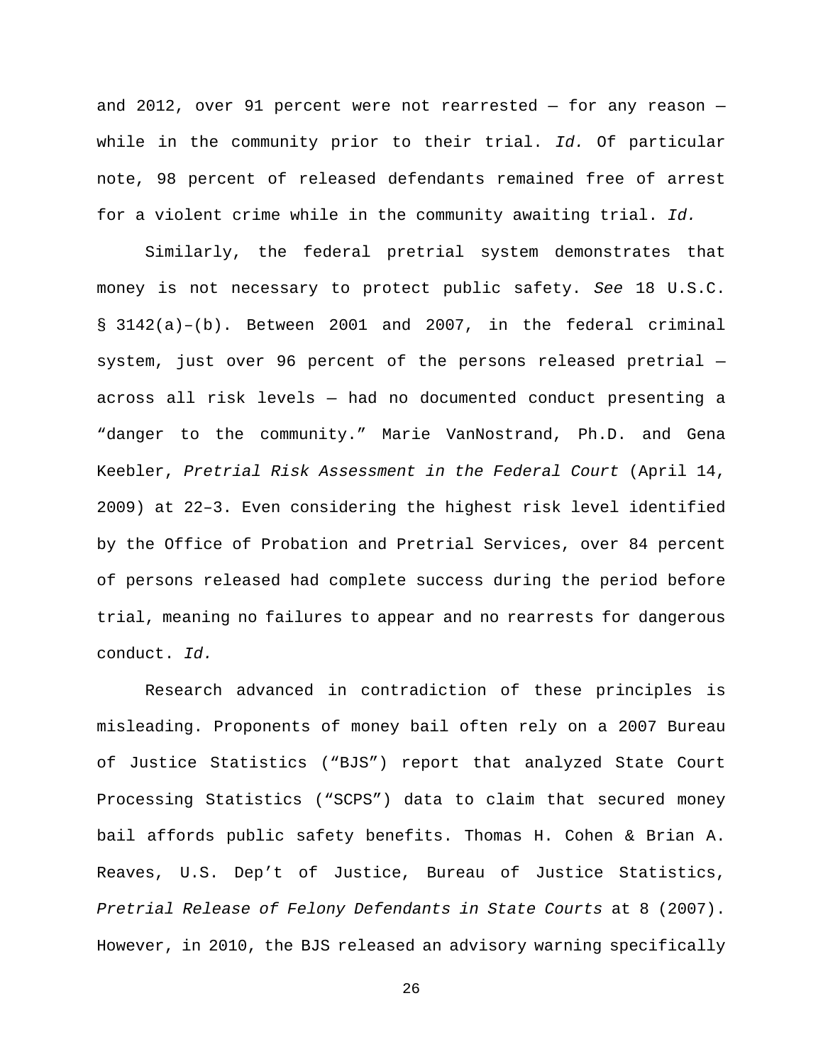and 2012, over 91 percent were not rearrested — for any reason — while in the community prior to their trial. *Id.* Of particular note, 98 percent of released defendants remained free of arrest for a violent crime while in the community awaiting trial. *Id.*

Similarly, the federal pretrial system demonstrates that money is not necessary to protect public safety. *See* 18 U.S.C. § 3142(a)–(b). Between 2001 and 2007, in the federal criminal system, just over 96 percent of the persons released pretrial — across all risk levels — had no documented conduct presenting a "danger to the community." Marie VanNostrand, Ph.D. and Gena Keebler, *Pretrial Risk Assessment in the Federal Court* (April 14, 2009) at 22–3. Even considering the highest risk level identified by the Office of Probation and Pretrial Services, over 84 percent of persons released had complete success during the period before trial, meaning no failures to appear and no rearrests for dangerous conduct. *Id.*

Research advanced in contradiction of these principles is misleading. Proponents of money bail often rely on a 2007 Bureau of Justice Statistics ("BJS") report that analyzed State Court Processing Statistics ("SCPS") data to claim that secured money bail affords public safety benefits. Thomas H. Cohen & Brian A. Reaves, U.S. Dep't of Justice, Bureau of Justice Statistics, *Pretrial Release of Felony Defendants in State Courts* at 8 (2007). However, in 2010, the BJS released an advisory warning specifically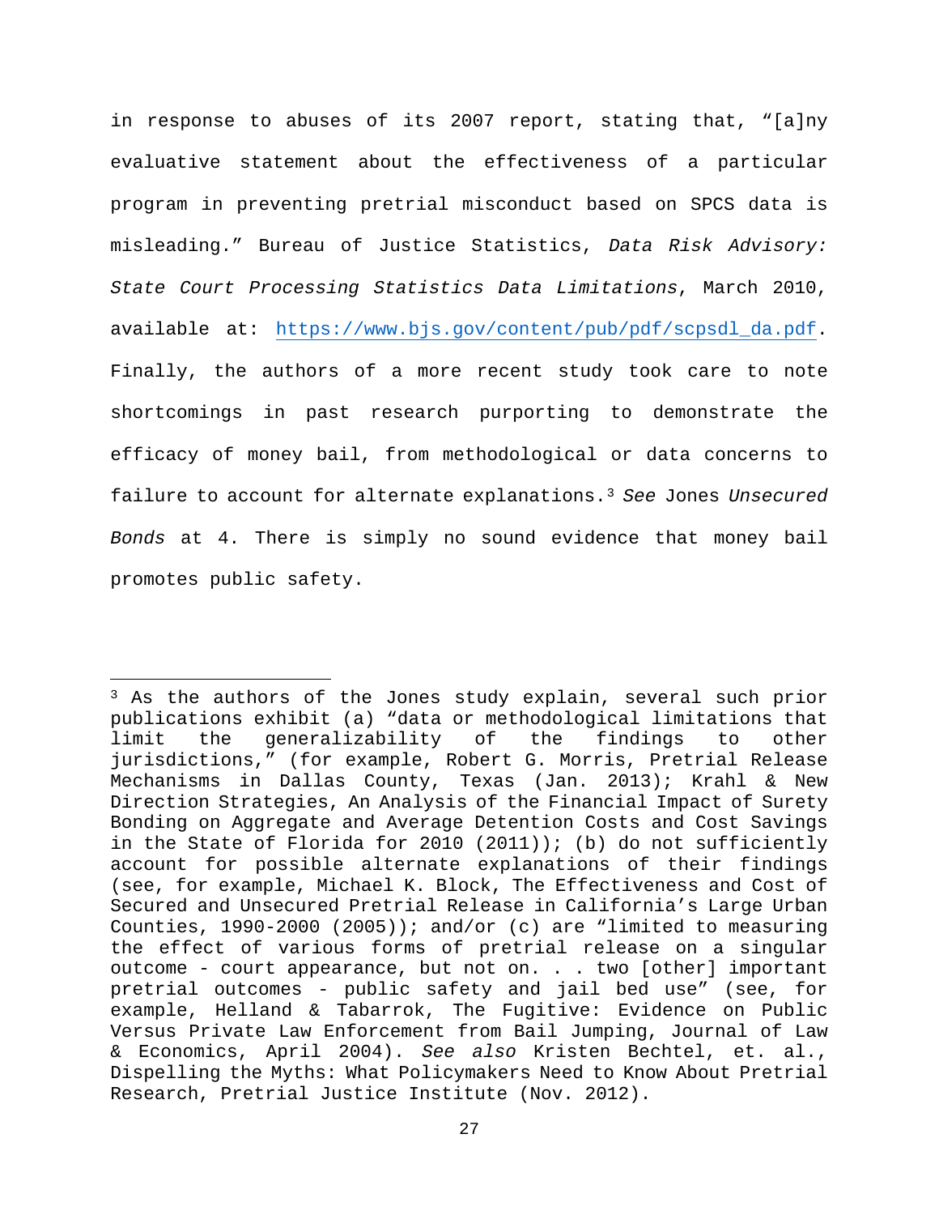in response to abuses of its 2007 report, stating that, "[a]ny evaluative statement about the effectiveness of a particular program in preventing pretrial misconduct based on SPCS data is misleading." Bureau of Justice Statistics, *Data Risk Advisory: State Court Processing Statistics Data Limitations*, March 2010, available at: https://www.bjs.gov/content/pub/pdf/scpsdl_da.pdf. Finally, the authors of a more recent study took care to note shortcomings in past research purporting to demonstrate the efficacy of money bail, from methodological or data concerns to failure to account for alternate explanations.[3] *See* Jones *Unsecured Bonds* at 4. There is simply no sound evidence that money bail promotes public safety.

---

[3] As the authors of the Jones study explain, several such prior publications exhibit (a) "data or methodological limitations that limit the generalizability of the findings to other jurisdictions," (for example, Robert G. Morris, Pretrial Release Mechanisms in Dallas County, Texas (Jan. 2013); Krahl & New Direction Strategies, An Analysis of the Financial Impact of Surety Bonding on Aggregate and Average Detention Costs and Cost Savings in the State of Florida for 2010 (2011)); (b) do not sufficiently account for possible alternate explanations of their findings (see, for example, Michael K. Block, The Effectiveness and Cost of Secured and Unsecured Pretrial Release in California's Large Urban Counties, 1990-2000 (2005)); and/or (c) are "limited to measuring the effect of various forms of pretrial release on a singular outcome - court appearance, but not on. . . two [other] important pretrial outcomes - public safety and jail bed use" (see, for example, Helland & Tabarrok, The Fugitive: Evidence on Public Versus Private Law Enforcement from Bail Jumping, Journal of Law & Economics, April 2004). *See also* Kristen Bechtel, et. al., Dispelling the Myths: What Policymakers Need to Know About Pretrial Research, Pretrial Justice Institute (Nov. 2012).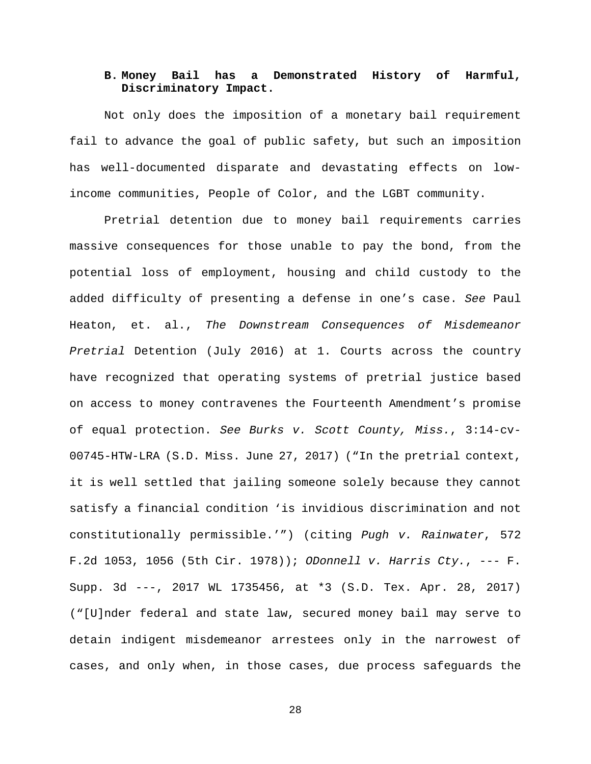### B. Money Bail has a Demonstrated History of Harmful, Discriminatory Impact.

Not only does the imposition of a monetary bail requirement fail to advance the goal of public safety, but such an imposition has well-documented disparate and devastating effects on low-income communities, People of Color, and the LGBT community.

Pretrial detention due to money bail requirements carries massive consequences for those unable to pay the bond, from the potential loss of employment, housing and child custody to the added difficulty of presenting a defense in one's case. *See* Paul Heaton, et. al., *The Downstream Consequences of Misdemeanor Pretrial* Detention (July 2016) at 1. Courts across the country have recognized that operating systems of pretrial justice based on access to money contravenes the Fourteenth Amendment's promise of equal protection. *See Burks v. Scott County, Miss.*, 3:14-cv-00745-HTW-LRA (S.D. Miss. June 27, 2017) ("In the pretrial context, it is well settled that jailing someone solely because they cannot satisfy a financial condition 'is invidious discrimination and not constitutionally permissible.'") (citing *Pugh v. Rainwater*, 572 F.2d 1053, 1056 (5th Cir. 1978)); *ODonnell v. Harris Cty.*, --- F. Supp. 3d ---, 2017 WL 1735456, at *3 (S.D. Tex. Apr. 28, 2017) ("[U]nder federal and state law, secured money bail may serve to detain indigent misdemeanor arrestees only in the narrowest of cases, and only when, in those cases, due process safeguards the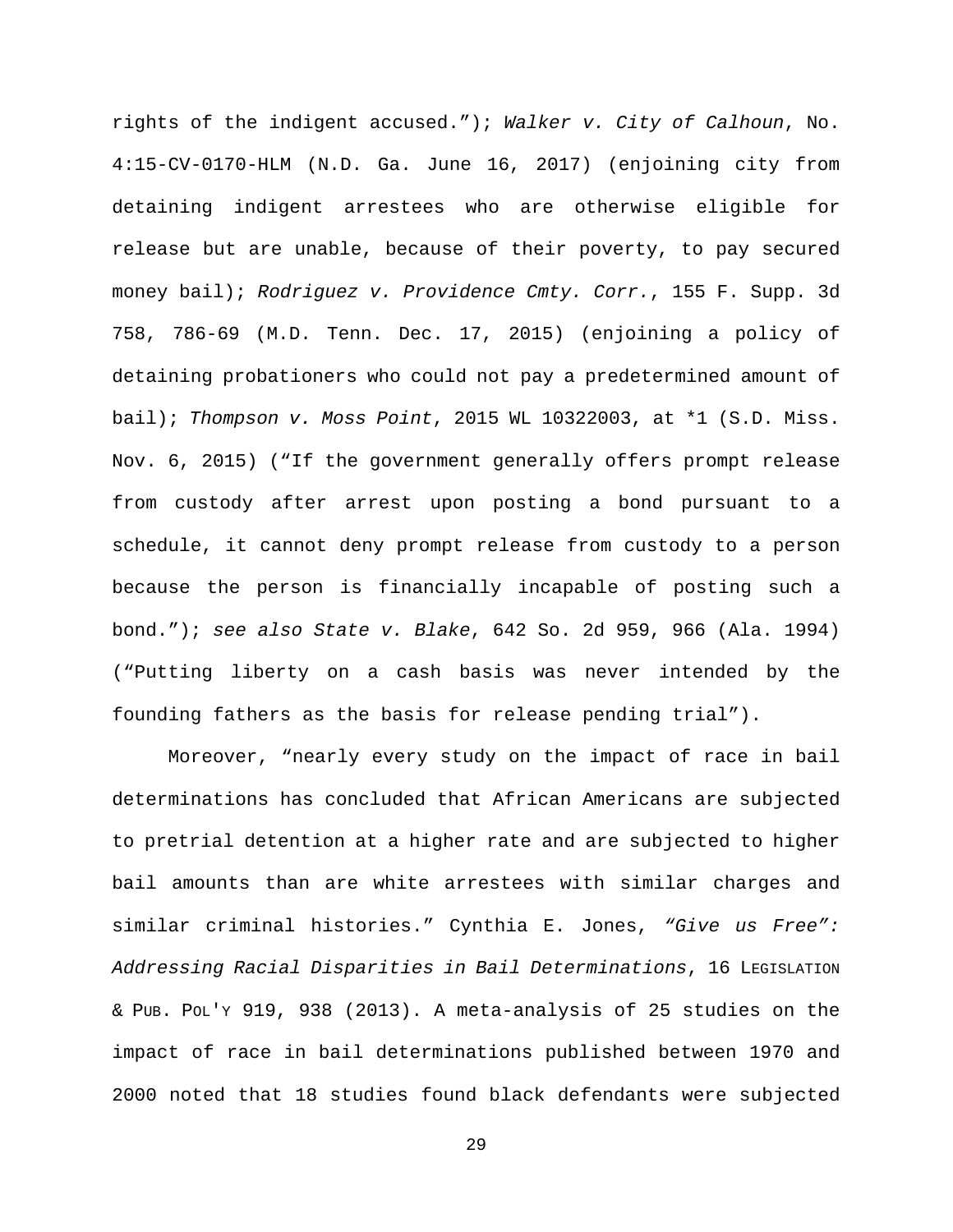rights of the indigent accused."); *Walker v. City of Calhoun*, No. 4:15-CV-0170-HLM (N.D. Ga. June 16, 2017) (enjoining city from detaining indigent arrestees who are otherwise eligible for release but are unable, because of their poverty, to pay secured money bail); *Rodriguez v. Providence Cmty. Corr.*, 155 F. Supp. 3d 758, 786-69 (M.D. Tenn. Dec. 17, 2015) (enjoining a policy of detaining probationers who could not pay a predetermined amount of bail); *Thompson v. Moss Point*, 2015 WL 10322003, at *1 (S.D. Miss. Nov. 6, 2015) ("If the government generally offers prompt release from custody after arrest upon posting a bond pursuant to a schedule, it cannot deny prompt release from custody to a person because the person is financially incapable of posting such a bond."); *see also State v. Blake*, 642 So. 2d 959, 966 (Ala. 1994) ("Putting liberty on a cash basis was never intended by the founding fathers as the basis for release pending trial").

Moreover, "nearly every study on the impact of race in bail determinations has concluded that African Americans are subjected to pretrial detention at a higher rate and are subjected to higher bail amounts than are white arrestees with similar charges and similar criminal histories." Cynthia E. Jones, *"Give us Free": Addressing Racial Disparities in Bail Determinations*, 16 LEGISLATION & PUB. POL'Y 919, 938 (2013). A meta-analysis of 25 studies on the impact of race in bail determinations published between 1970 and 2000 noted that 18 studies found black defendants were subjected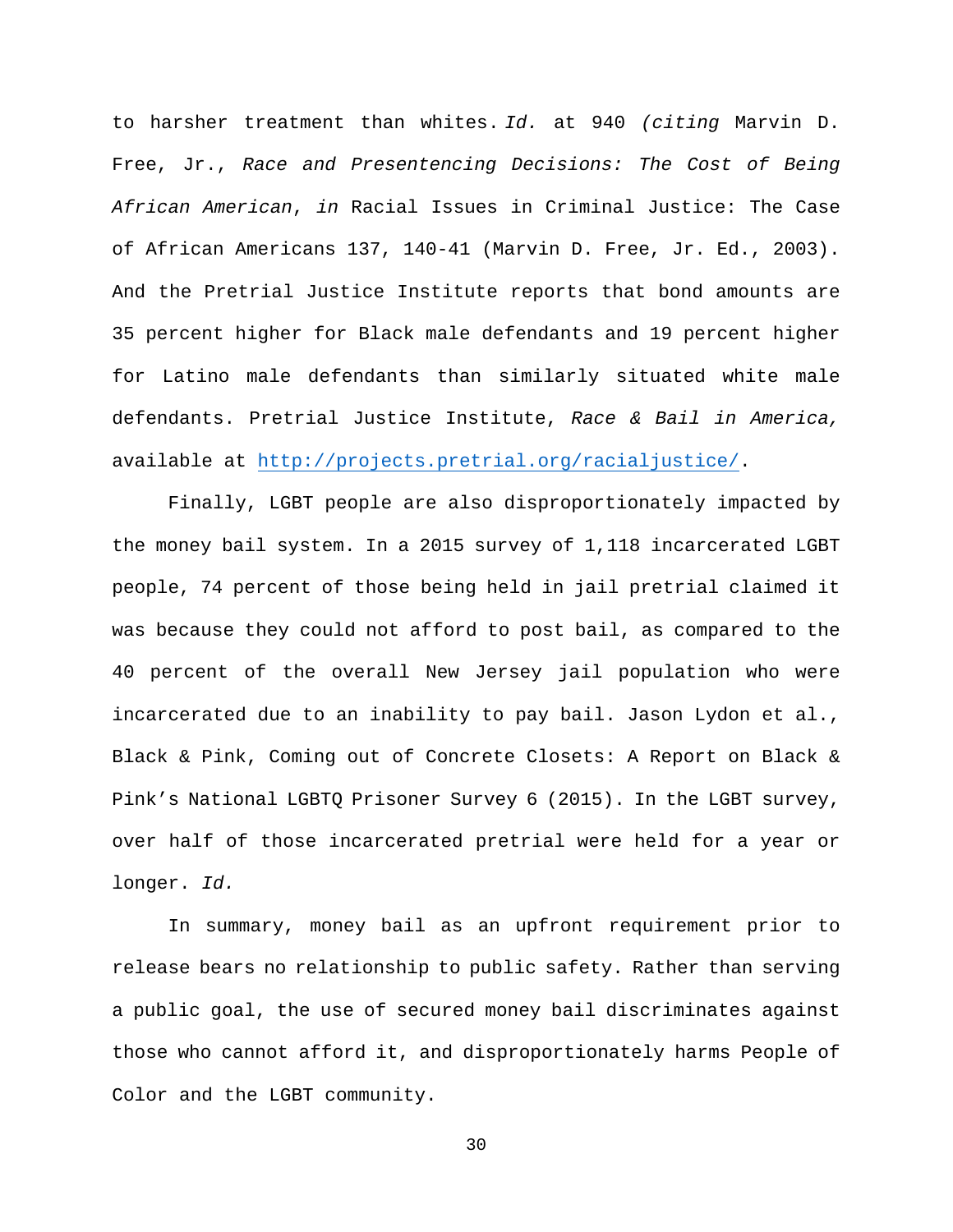to harsher treatment than whites. *Id.* at 940 *(citing* Marvin D. Free, Jr., *Race and Presentencing Decisions: The Cost of Being African American*, *in* Racial Issues in Criminal Justice: The Case of African Americans 137, 140-41 (Marvin D. Free, Jr. Ed., 2003). And the Pretrial Justice Institute reports that bond amounts are 35 percent higher for Black male defendants and 19 percent higher for Latino male defendants than similarly situated white male defendants. Pretrial Justice Institute, *Race & Bail in America,* available at http://projects.pretrial.org/racialjustice/.

Finally, LGBT people are also disproportionately impacted by the money bail system. In a 2015 survey of 1,118 incarcerated LGBT people, 74 percent of those being held in jail pretrial claimed it was because they could not afford to post bail, as compared to the 40 percent of the overall New Jersey jail population who were incarcerated due to an inability to pay bail. Jason Lydon et al., Black & Pink, Coming out of Concrete Closets: A Report on Black & Pink's National LGBTQ Prisoner Survey 6 (2015). In the LGBT survey, over half of those incarcerated pretrial were held for a year or longer. *Id.*

In summary, money bail as an upfront requirement prior to release bears no relationship to public safety. Rather than serving a public goal, the use of secured money bail discriminates against those who cannot afford it, and disproportionately harms People of Color and the LGBT community.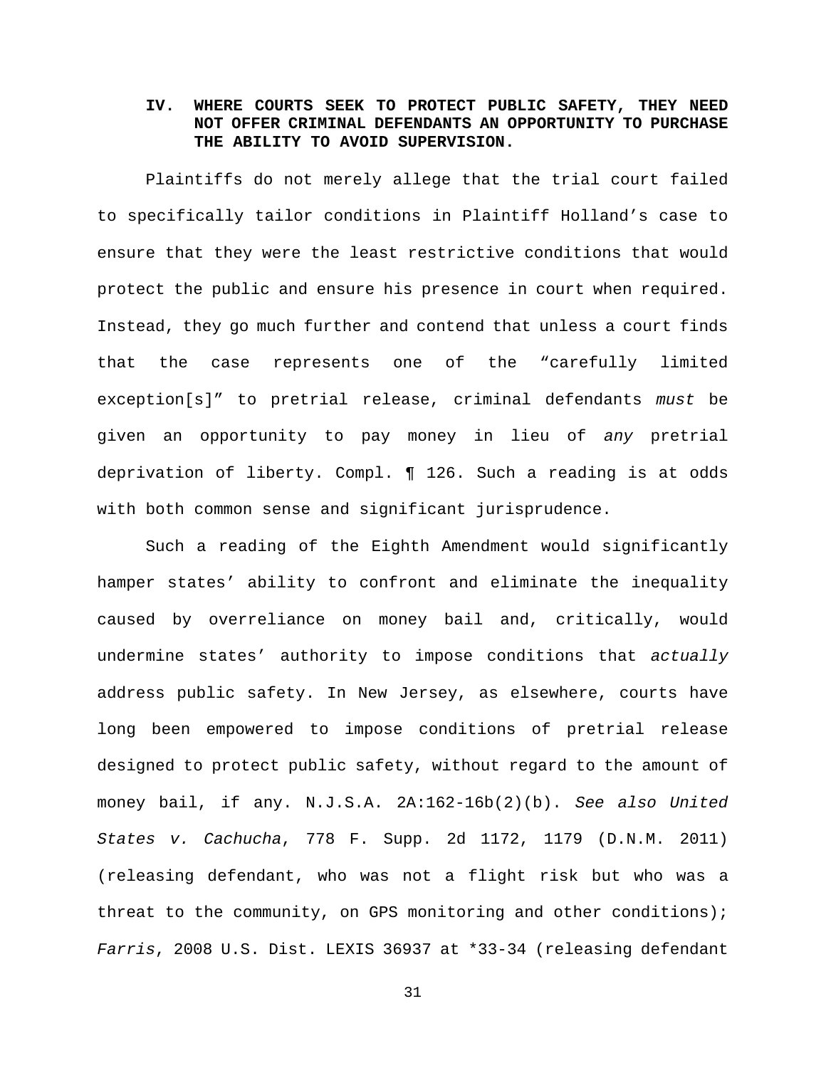## IV. WHERE COURTS SEEK TO PROTECT PUBLIC SAFETY, THEY NEED NOT OFFER CRIMINAL DEFENDANTS AN OPPORTUNITY TO PURCHASE THE ABILITY TO AVOID SUPERVISION.

Plaintiffs do not merely allege that the trial court failed to specifically tailor conditions in Plaintiff Holland's case to ensure that they were the least restrictive conditions that would protect the public and ensure his presence in court when required. Instead, they go much further and contend that unless a court finds that the case represents one of the "carefully limited exception[s]" to pretrial release, criminal defendants *must* be given an opportunity to pay money in lieu of *any* pretrial deprivation of liberty. Compl. ¶ 126. Such a reading is at odds with both common sense and significant jurisprudence.

Such a reading of the Eighth Amendment would significantly hamper states' ability to confront and eliminate the inequality caused by overreliance on money bail and, critically, would undermine states' authority to impose conditions that *actually* address public safety. In New Jersey, as elsewhere, courts have long been empowered to impose conditions of pretrial release designed to protect public safety, without regard to the amount of money bail, if any. N.J.S.A. 2A:162-16b(2)(b). *See also United States v. Cachucha*, 778 F. Supp. 2d 1172, 1179 (D.N.M. 2011) (releasing defendant, who was not a flight risk but who was a threat to the community, on GPS monitoring and other conditions); *Farris*, 2008 U.S. Dist. LEXIS 36937 at *33-34 (releasing defendant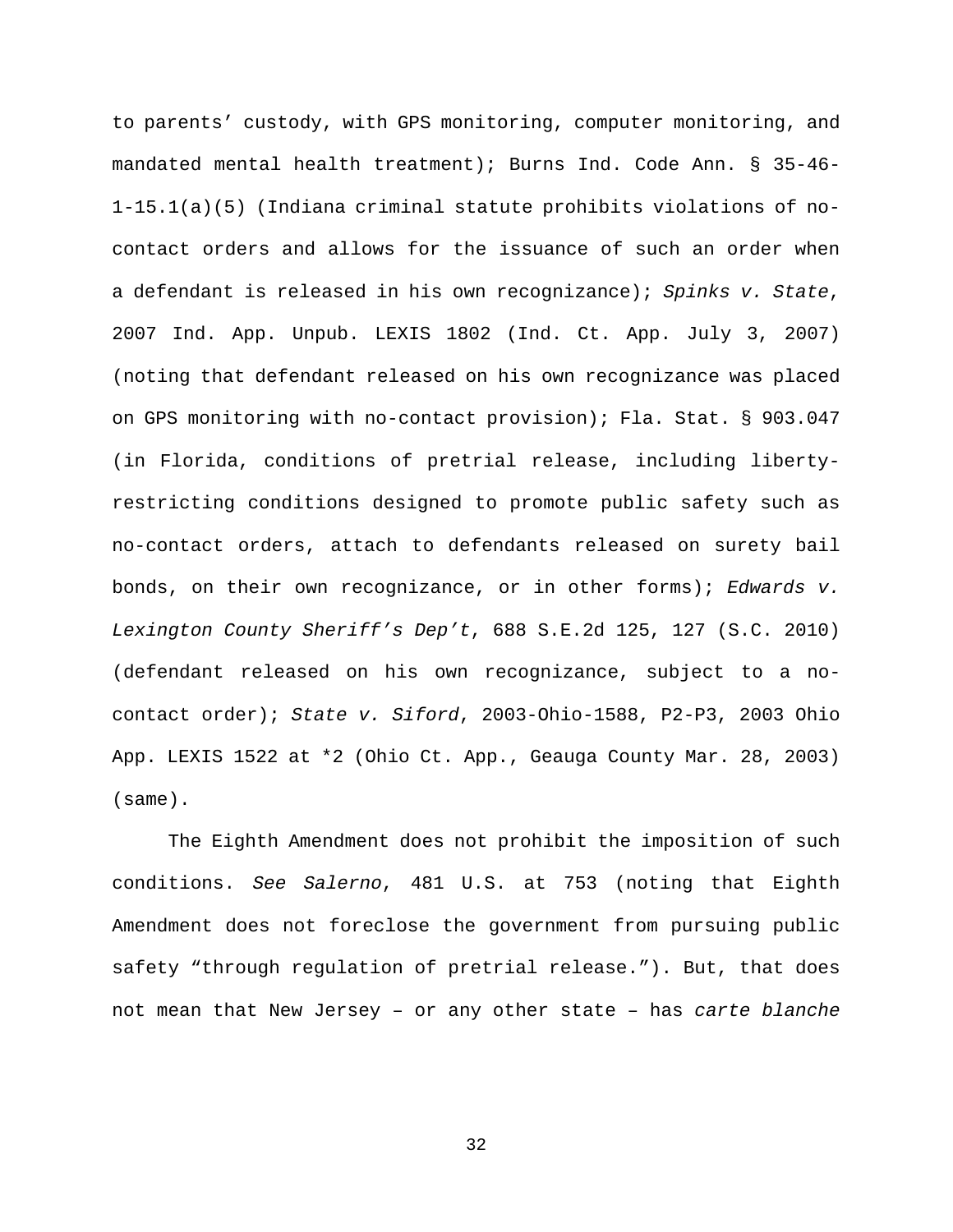to parents' custody, with GPS monitoring, computer monitoring, and mandated mental health treatment); Burns Ind. Code Ann. § 35-46-1-15.1(a)(5) (Indiana criminal statute prohibits violations of no-contact orders and allows for the issuance of such an order when a defendant is released in his own recognizance); *Spinks v. State*, 2007 Ind. App. Unpub. LEXIS 1802 (Ind. Ct. App. July 3, 2007) (noting that defendant released on his own recognizance was placed on GPS monitoring with no-contact provision); Fla. Stat. § 903.047 (in Florida, conditions of pretrial release, including liberty-restricting conditions designed to promote public safety such as no-contact orders, attach to defendants released on surety bail bonds, on their own recognizance, or in other forms); *Edwards v. Lexington County Sheriff's Dep't*, 688 S.E.2d 125, 127 (S.C. 2010) (defendant released on his own recognizance, subject to a no-contact order); *State v. Siford*, 2003-Ohio-1588, P2-P3, 2003 Ohio App. LEXIS 1522 at *2 (Ohio Ct. App., Geauga County Mar. 28, 2003) (same).

The Eighth Amendment does not prohibit the imposition of such conditions. *See Salerno*, 481 U.S. at 753 (noting that Eighth Amendment does not foreclose the government from pursuing public safety "through regulation of pretrial release."). But, that does not mean that New Jersey – or any other state – has *carte blanche*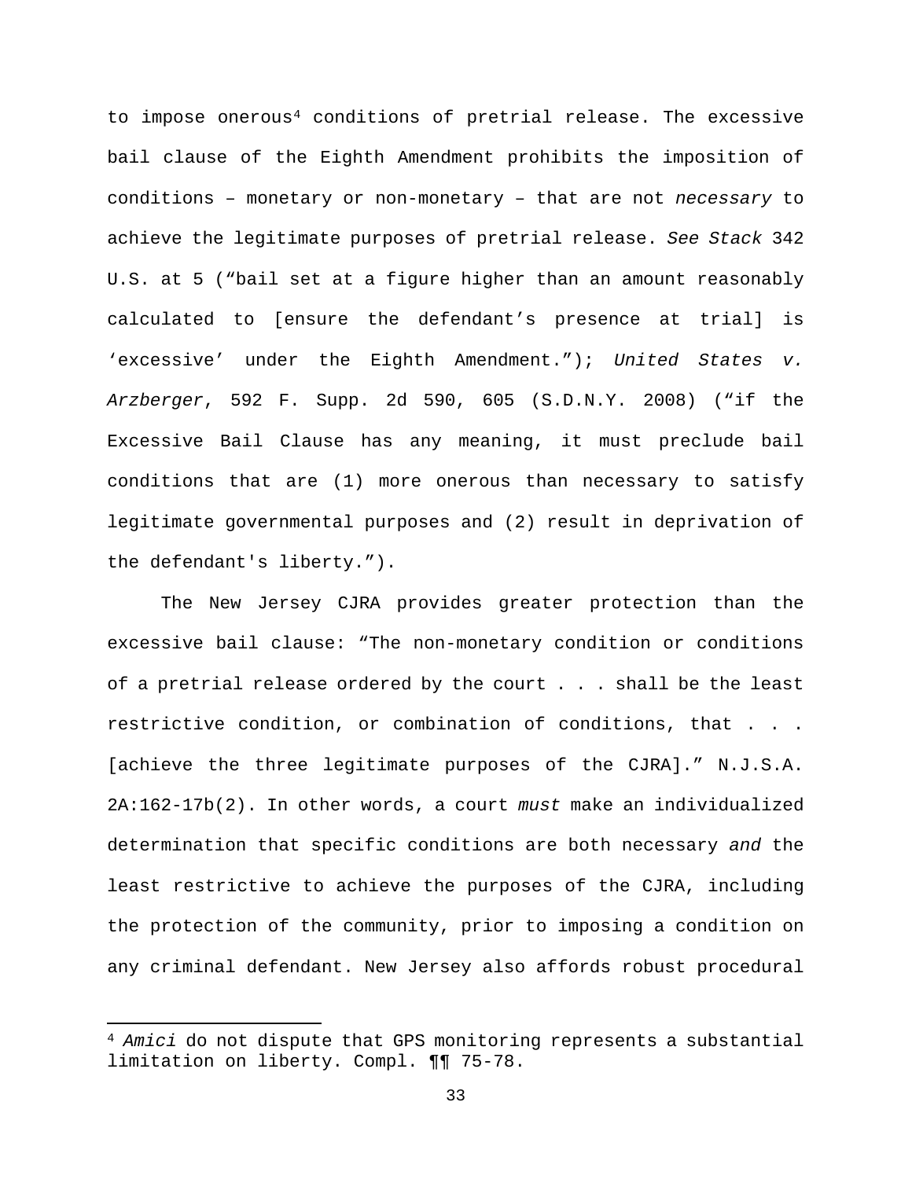to impose onerous[4] conditions of pretrial release. The excessive bail clause of the Eighth Amendment prohibits the imposition of conditions – monetary or non-monetary – that are not *necessary* to achieve the legitimate purposes of pretrial release. *See Stack* 342 U.S. at 5 ("bail set at a figure higher than an amount reasonably calculated to [ensure the defendant's presence at trial] is 'excessive' under the Eighth Amendment."); *United States v. Arzberger*, 592 F. Supp. 2d 590, 605 (S.D.N.Y. 2008) ("if the Excessive Bail Clause has any meaning, it must preclude bail conditions that are (1) more onerous than necessary to satisfy legitimate governmental purposes and (2) result in deprivation of the defendant's liberty.").

The New Jersey CJRA provides greater protection than the excessive bail clause: "The non-monetary condition or conditions of a pretrial release ordered by the court . . . shall be the least restrictive condition, or combination of conditions, that . . . [achieve the three legitimate purposes of the CJRA]." N.J.S.A. 2A:162-17b(2). In other words, a court *must* make an individualized determination that specific conditions are both necessary *and* the least restrictive to achieve the purposes of the CJRA, including the protection of the community, prior to imposing a condition on any criminal defendant. New Jersey also affords robust procedural

[4] *Amici* do not dispute that GPS monitoring represents a substantial limitation on liberty. Compl. ¶¶ 75-78.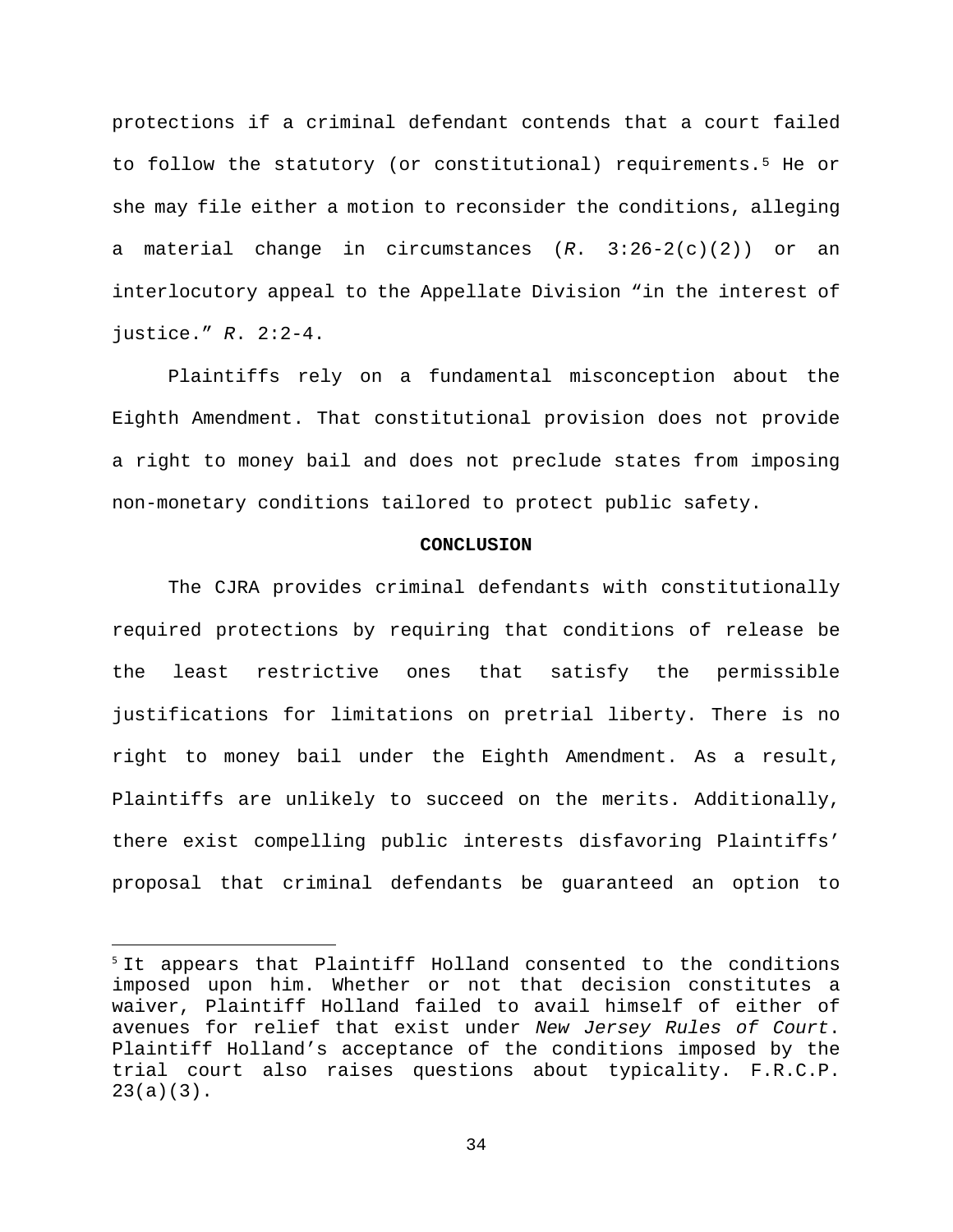protections if a criminal defendant contends that a court failed to follow the statutory (or constitutional) requirements.[5] He or she may file either a motion to reconsider the conditions, alleging a material change in circumstances (*R*. 3:26-2(c)(2)) or an interlocutory appeal to the Appellate Division "in the interest of justice." *R*. 2:2-4.

Plaintiffs rely on a fundamental misconception about the Eighth Amendment. That constitutional provision does not provide a right to money bail and does not preclude states from imposing non-monetary conditions tailored to protect public safety.

**CONCLUSION**

The CJRA provides criminal defendants with constitutionally required protections by requiring that conditions of release be the least restrictive ones that satisfy the permissible justifications for limitations on pretrial liberty. There is no right to money bail under the Eighth Amendment. As a result, Plaintiffs are unlikely to succeed on the merits. Additionally, there exist compelling public interests disfavoring Plaintiffs' proposal that criminal defendants be guaranteed an option to

---

[5] It appears that Plaintiff Holland consented to the conditions imposed upon him. Whether or not that decision constitutes a waiver, Plaintiff Holland failed to avail himself of either of avenues for relief that exist under *New Jersey Rules of Court*. Plaintiff Holland's acceptance of the conditions imposed by the trial court also raises questions about typicality. F.R.C.P. 23(a)(3).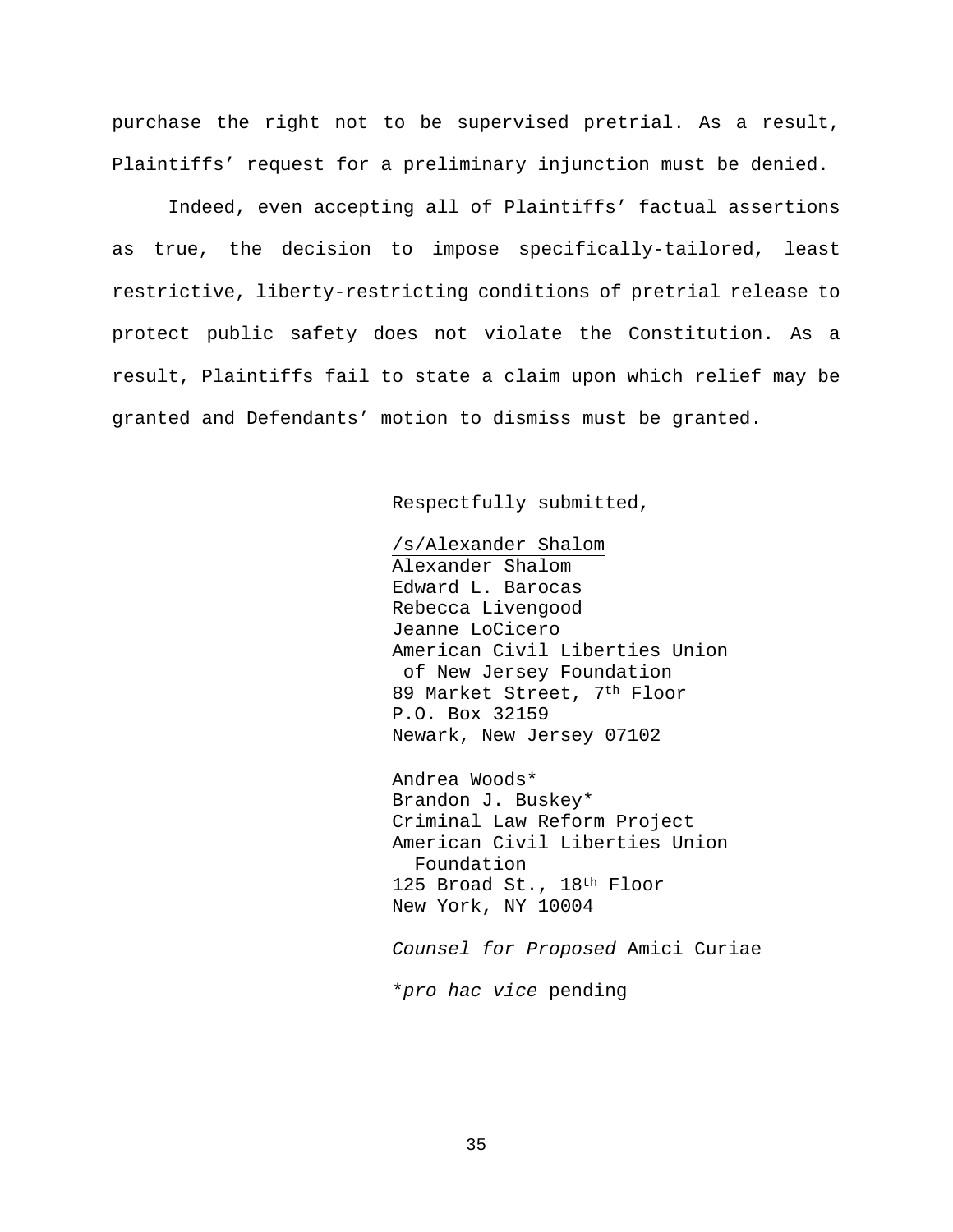purchase the right not to be supervised pretrial. As a result, Plaintiffs' request for a preliminary injunction must be denied.

Indeed, even accepting all of Plaintiffs' factual assertions as true, the decision to impose specifically-tailored, least restrictive, liberty-restricting conditions of pretrial release to protect public safety does not violate the Constitution. As a result, Plaintiffs fail to state a claim upon which relief may be granted and Defendants' motion to dismiss must be granted.

Respectfully submitted,

/s/Alexander Shalom
Alexander Shalom
Edward L. Barocas
Rebecca Livengood
Jeanne LoCicero
American Civil Liberties Union
of New Jersey Foundation
89 Market Street, 7th Floor
P.O. Box 32159
Newark, New Jersey 07102

Andrea Woods*
Brandon J. Buskey*
Criminal Law Reform Project
American Civil Liberties Union
Foundation
125 Broad St., 18th Floor
New York, NY 10004

*Counsel for Proposed* Amici Curiae

**pro hac vice* pending